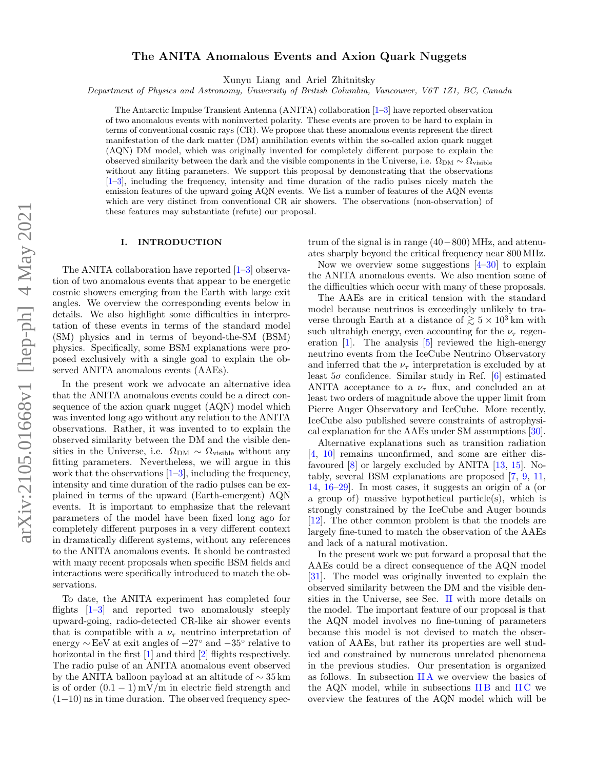# The ANITA Anomalous Events and Axion Quark Nuggets

Xunyu Liang and Ariel Zhitnitsky

*Department of Physics and Astronomy, University of British Columbia, Vancouver, V6T 1Z1, BC, Canada*

The Antarctic Impulse Transient Antenna (ANITA) collaboration [1–3] have reported observation of two anomalous events with noninverted polarity. These events are proven to be hard to explain in terms of conventional cosmic rays (CR). We propose that these anomalous events represent the direct manifestation of the dark matter (DM) annihilation events within the so-called axion quark nugget (AQN) DM model, which was originally invented for completely different purpose to explain the observed similarity between the dark and the visible components in the Universe, i.e. $\Omega_{\rm DM} \sim \Omega_{\rm visible}$ without any fitting parameters. We support this proposal by demonstrating that the observations [1–3], including the frequency, intensity and time duration of the radio pulses nicely match the emission features of the upward going AQN events. We list a number of features of the AQN events which are very distinct from conventional CR air showers. The observations (non-observation) of these features may substantiate (refute) our proposal.

## I. INTRODUCTION

The ANITA collaboration have reported [1–3] observation of two anomalous events that appear to be energetic cosmic showers emerging from the Earth with large exit angles. We overview the corresponding events below in details. We also highlight some difficulties in interpretation of these events in terms of the standard model (SM) physics and in terms of beyond-the-SM (BSM) physics. Specifically, some BSM explanations were proposed exclusively with a single goal to explain the observed ANITA anomalous events (AAEs).

In the present work we advocate an alternative idea that the ANITA anomalous events could be a direct consequence of the axion quark nugget (AQN) model which was invented long ago without any relation to the ANITA observations. Rather, it was invented to to explain the observed similarity between the DM and the visible densities in the Universe, i.e. $\Omega_{\rm DM} \sim \Omega_{\rm visible}$ without any fitting parameters. Nevertheless, we will argue in this work that the observations [1–3], including the frequency, intensity and time duration of the radio pulses can be explained in terms of the upward (Earth-emergent) AQN events. It is important to emphasize that the relevant parameters of the model have been fixed long ago for completely different purposes in a very different context in dramatically different systems, without any references to the ANITA anomalous events. It should be contrasted with many recent proposals when specific BSM fields and interactions were specifically introduced to match the observations.

To date, the ANITA experiment has completed four flights [1–3] and reported two anomalously steeply upward-going, radio-detected CR-like air shower events that is compatible with a $\nu_\tau$ neutrino interpretation of energy $\sim$EeV at exit angles of $-27^\circ$ and $-35^\circ$ relative to horizontal in the first [1] and third [2] flights respectively. The radio pulse of an ANITA anomalous event observed by the ANITA balloon payload at an altitude of $\sim 35$ km is of order $(0.1-1)$ mV/m in electric field strength and $(1-10)$ ns in time duration. The observed frequency spectrum of the signal is in range $(40-800)$ MHz, and attenuates sharply beyond the critical frequency near 800 MHz.

Now we overview some suggestions [4–30] to explain the ANITA anomalous events. We also mention some of the difficulties which occur with many of these proposals.

The AAEs are in critical tension with the standard model because neutrinos is exceedingly unlikely to traverse through Earth at a distance of $\gtrsim 5\times 10^3$ km with such ultrahigh energy, even accounting for the $\nu_\tau$ regeneration [1]. The analysis [5] reviewed the high-energy neutrino events from the IceCube Neutrino Observatory and inferred that the $\nu_\tau$ interpretation is excluded by at least $5\sigma$ confidence. Similar study in Ref. [6] estimated ANITA acceptance to a $\nu_\tau$ flux, and concluded an at least two orders of magnitude above the upper limit from Pierre Auger Observatory and IceCube. More recently, IceCube also published severe constraints of astrophysical explanation for the AAEs under SM assumptions [30].

Alternative explanations such as transition radiation [4, 10] remains unconfirmed, and some are either disfavoured [8] or largely excluded by ANITA [13, 15]. Notably, several BSM explanations are proposed [7, 9, 11, 14, 16–29]. In most cases, it suggests an origin of a (or a group of) massive hypothetical particle(s), which is strongly constrained by the IceCube and Auger bounds [12]. The other common problem is that the models are largely fine-tuned to match the observation of the AAEs and lack of a natural motivation.

In the present work we put forward a proposal that the AAEs could be a direct consequence of the AQN model [31]. The model was originally invented to explain the observed similarity between the DM and the visible densities in the Universe, see Sec. II with more details on the model. The important feature of our proposal is that the AQN model involves no fine-tuning of parameters because this model is not devised to match the observation of AAEs, but rather its properties are well studied and constrained by numerous unrelated phenomena in the previous studies. Our presentation is organized as follows. In subsection II A we overview the basics of the AQN model, while in subsections II B and II C we overview the features of the AQN model which will be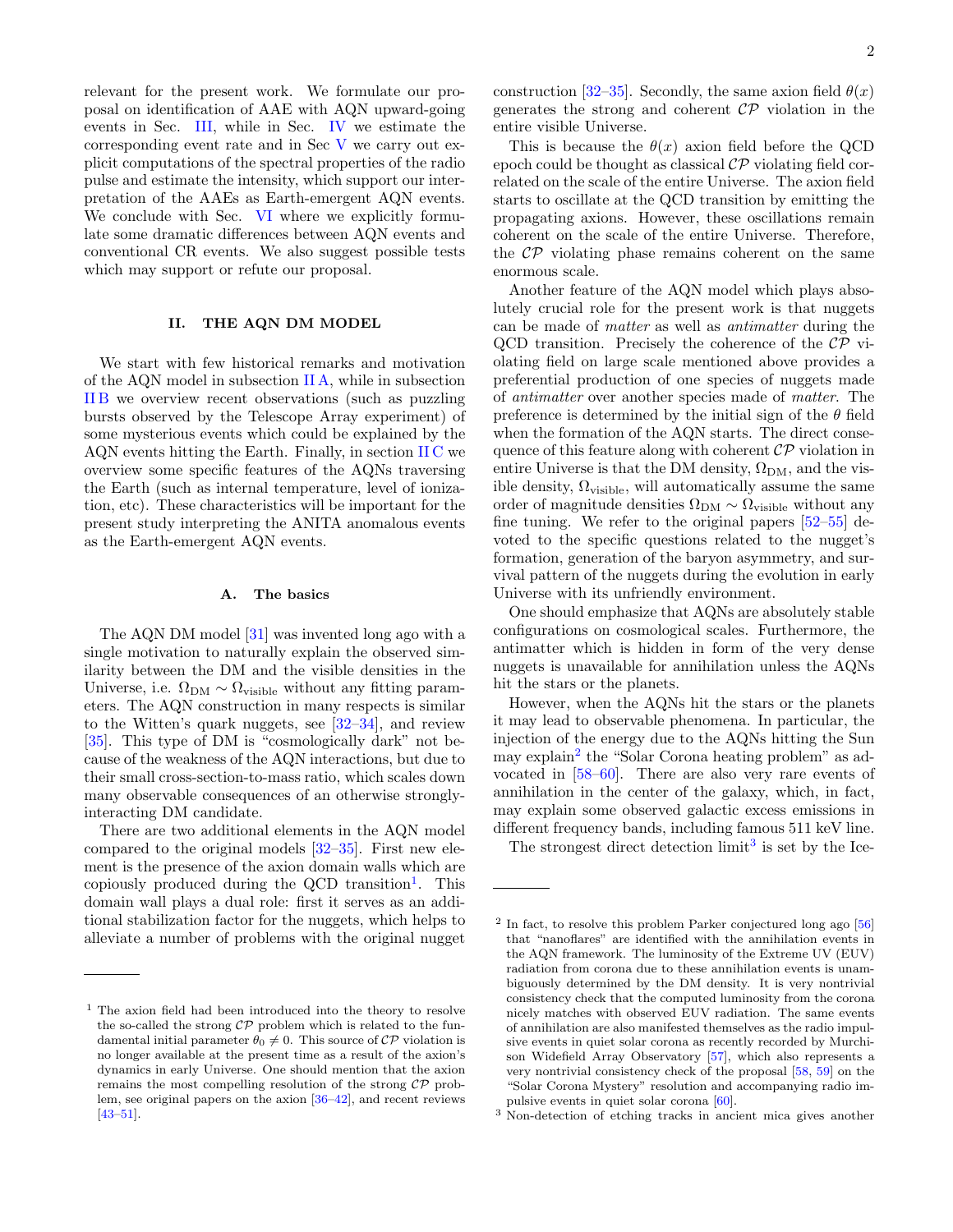relevant for the present work. We formulate our proposal on identification of AAE with AQN upward-going events in Sec. III, while in Sec. IV we estimate the corresponding event rate and in Sec V we carry out explicit computations of the spectral properties of the radio pulse and estimate the intensity, which support our interpretation of the AAEs as Earth-emergent AQN events. We conclude with Sec. VI where we explicitly formulate some dramatic differences between AQN events and conventional CR events. We also suggest possible tests which may support or refute our proposal.

## II. THE AQN DM MODEL

We start with few historical remarks and motivation of the AQN model in subsection II A, while in subsection II B we overview recent observations (such as puzzling bursts observed by the Telescope Array experiment) of some mysterious events which could be explained by the AQN events hitting the Earth. Finally, in section II C we overview some specific features of the AQNs traversing the Earth (such as internal temperature, level of ionization, etc). These characteristics will be important for the present study interpreting the ANITA anomalous events as the Earth-emergent AQN events.

### A. The basics

The AQN DM model [31] was invented long ago with a single motivation to naturally explain the observed similarity between the DM and the visible densities in the Universe, i.e. $\Omega_{\rm DM} \sim \Omega_{\rm visible}$ without any fitting parameters. The AQN construction in many respects is similar to the Witten's quark nuggets, see [32–34], and review [35]. This type of DM is "cosmologically dark" not because of the weakness of the AQN interactions, but due to their small cross-section-to-mass ratio, which scales down many observable consequences of an otherwise strongly-interacting DM candidate.

There are two additional elements in the AQN model compared to the original models [32–35]. First new element is the presence of the axion domain walls which are copiously produced during the QCD transition[1]. This domain wall plays a dual role: first it serves as an additional stabilization factor for the nuggets, which helps to alleviate a number of problems with the original nugget construction [32–35]. Secondly, the same axion field $\theta(x)$ generates the strong and coherent $\mathcal{CP}$ violation in the entire visible Universe.

This is because the $\theta(x)$ axion field before the QCD epoch could be thought as classical $\mathcal{CP}$ violating field correlated on the scale of the entire Universe. The axion field starts to oscillate at the QCD transition by emitting the propagating axions. However, these oscillations remain coherent on the scale of the entire Universe. Therefore, the $\mathcal{CP}$ violating phase remains coherent on the same enormous scale.

Another feature of the AQN model which plays absolutely crucial role for the present work is that nuggets can be made of *matter* as well as *antimatter* during the QCD transition. Precisely the coherence of the $\mathcal{CP}$ violating field on large scale mentioned above provides a preferential production of one species of nuggets made of *antimatter* over another species made of *matter*. The preference is determined by the initial sign of the $\theta$ field when the formation of the AQN starts. The direct consequence of this feature along with coherent $\mathcal{CP}$ violation in entire Universe is that the DM density, $\Omega_{\rm DM}$, and the visible density, $\Omega_{\rm visible}$, will automatically assume the same order of magnitude densities $\Omega_{\rm DM} \sim \Omega_{\rm visible}$ without any fine tuning. We refer to the original papers [52–55] devoted to the specific questions related to the nugget's formation, generation of the baryon asymmetry, and survival pattern of the nuggets during the evolution in early Universe with its unfriendly environment.

One should emphasize that AQNs are absolutely stable configurations on cosmological scales. Furthermore, the antimatter which is hidden in form of the very dense nuggets is unavailable for annihilation unless the AQNs hit the stars or the planets.

However, when the AQNs hit the stars or the planets it may lead to observable phenomena. In particular, the injection of the energy due to the AQNs hitting the Sun may explain[2] the "Solar Corona heating problem" as advocated in [58–60]. There are also very rare events of annihilation in the center of the galaxy, which, in fact, may explain some observed galactic excess emissions in different frequency bands, including famous 511 keV line.

The strongest direct detection limit[3] is set by the Ice-

---

[1] The axion field had been introduced into the theory to resolve the so-called the strong $\mathcal{CP}$ problem which is related to the fundamental initial parameter $\theta_0 \neq 0$. This source of $\mathcal{CP}$ violation is no longer available at the present time as a result of the axion's dynamics in early Universe. One should mention that the axion remains the most compelling resolution of the strong $\mathcal{CP}$ problem, see original papers on the axion [36–42], and recent reviews [43–51].

[2] In fact, to resolve this problem Parker conjectured long ago [56] that "nanoflares" are identified with the annihilation events in the AQN framework. The luminosity of the Extreme UV (EUV) radiation from corona due to these annihilation events is unambiguously determined by the DM density. It is very nontrivial consistency check that the computed luminosity from the corona nicely matches with observed EUV radiation. The same events of annihilation are also manifested themselves as the radio impulsive events in quiet solar corona as recently recorded by Murchison Widefield Array Observatory [57], which also represents a very nontrivial consistency check of the proposal [58, 59] on the "Solar Corona Mystery" resolution and accompanying radio impulsive events in quiet solar corona [60].

[3] Non-detection of etching tracks in ancient mica gives another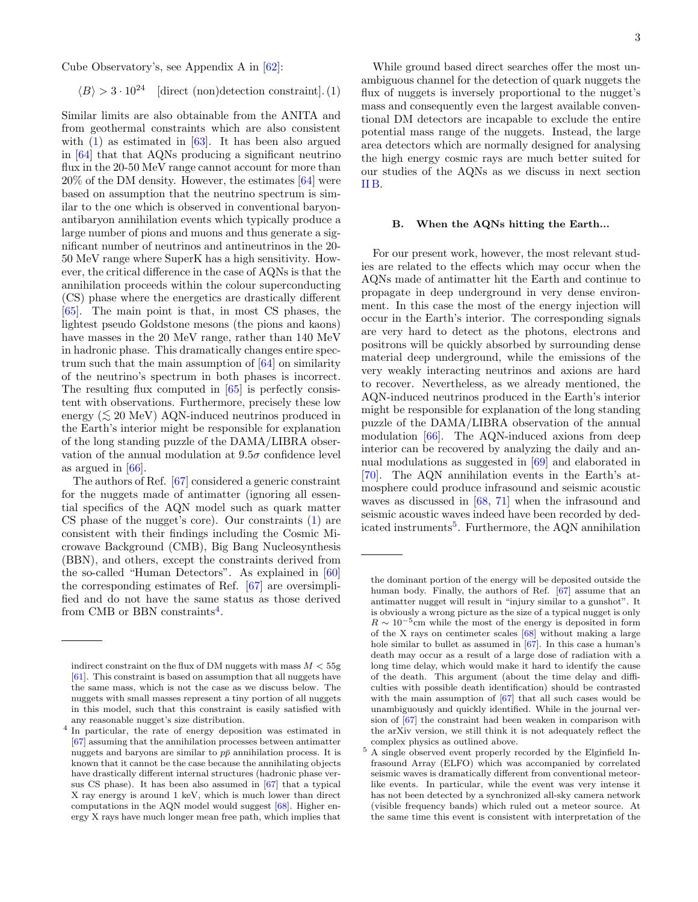Cube Observatory's, see Appendix A in [62]:

$$\langle B\rangle > 3\cdot 10^{24} \quad \text{[direct (non)detection constraint]}. \tag{1}$$

Similar limits are also obtainable from the ANITA and from geothermal constraints which are also consistent with (1) as estimated in [63]. It has been also argued in [64] that that AQNs producing a significant neutrino flux in the 20-50 MeV range cannot account for more than 20% of the DM density. However, the estimates [64] were based on assumption that the neutrino spectrum is similar to the one which is observed in conventional baryon-antibaryon annihilation events which typically produce a large number of pions and muons and thus generate a significant number of neutrinos and antineutrinos in the 20-50 MeV range where SuperK has a high sensitivity. However, the critical difference in the case of AQNs is that the annihilation proceeds within the colour superconducting (CS) phase where the energetics are drastically different [65]. The main point is that, in most CS phases, the lightest pseudo Goldstone mesons (the pions and kaons) have masses in the 20 MeV range, rather than 140 MeV in hadronic phase. This dramatically changes entire spectrum such that the main assumption of [64] on similarity of the neutrino's spectrum in both phases is incorrect. The resulting flux computed in [65] is perfectly consistent with observations. Furthermore, precisely these low energy ($\lesssim 20$ MeV) AQN-induced neutrinos produced in the Earth's interior might be responsible for explanation of the long standing puzzle of the DAMA/LIBRA observation of the annual modulation at $9.5\sigma$ confidence level as argued in [66].

The authors of Ref. [67] considered a generic constraint for the nuggets made of antimatter (ignoring all essential specifics of the AQN model such as quark matter CS phase of the nugget's core). Our constraints (1) are consistent with their findings including the Cosmic Microwave Background (CMB), Big Bang Nucleosynthesis (BBN), and others, except the constraints derived from the so-called "Human Detectors". As explained in [60] the corresponding estimates of Ref. [67] are oversimplified and do not have the same status as those derived from CMB or BBN constraints[4].

While ground based direct searches offer the most unambiguous channel for the detection of quark nuggets the flux of nuggets is inversely proportional to the nugget's mass and consequently even the largest available conventional DM detectors are incapable to exclude the entire potential mass range of the nuggets. Instead, the large area detectors which are normally designed for analysing the high energy cosmic rays are much better suited for our studies of the AQNs as we discuss in next section II B.

### B. When the AQNs hitting the Earth...

For our present work, however, the most relevant studies are related to the effects which may occur when the AQNs made of antimatter hit the Earth and continue to propagate in deep underground in very dense environment. In this case the most of the energy injection will occur in the Earth's interior. The corresponding signals are very hard to detect as the photons, electrons and positrons will be quickly absorbed by surrounding dense material deep underground, while the emissions of the very weakly interacting neutrinos and axions are hard to recover. Nevertheless, as we already mentioned, the AQN-induced neutrinos produced in the Earth's interior might be responsible for explanation of the long standing puzzle of the DAMA/LIBRA observation of the annual modulation [66]. The AQN-induced axions from deep interior can be recovered by analyzing the daily and annual modulations as suggested in [69] and elaborated in [70]. The AQN annihilation events in the Earth's atmosphere could produce infrasound and seismic acoustic waves as discussed in [68, 71] when the infrasound and seismic acoustic waves indeed have been recorded by dedicated instruments[5]. Furthermore, the AQN annihilation

---

indirect constraint on the flux of DM nuggets with mass $M < 55$g [61]. This constraint is based on assumption that all nuggets have the same mass, which is not the case as we discuss below. The nuggets with small masses represent a tiny portion of all nuggets in this model, such that this constraint is easily satisfied with any reasonable nugget's size distribution.

[4] In particular, the rate of energy deposition was estimated in [67] assuming that the annihilation processes between antimatter nuggets and baryons are similar to $p\bar{p}$ annihilation process. It is known that it cannot be the case because the annihilating objects have drastically different internal structures (hadronic phase versus CS phase). It has been also assumed in [67] that a typical X ray energy is around 1 keV, which is much lower than direct computations in the AQN model would suggest [68]. Higher energy X rays have much longer mean free path, which implies that the dominant portion of the energy will be deposited outside the human body. Finally, the authors of Ref. [67] assume that an antimatter nugget will result in "injury similar to a gunshot". It is obviously a wrong picture as the size of a typical nugget is only $R\sim 10^{-5}$cm while the most of the energy is deposited in form of the X rays on centimeter scales [68] without making a large hole similar to bullet as assumed in [67]. In this case a human's death may occur as a result of a large dose of radiation with a long time delay, which would make it hard to identify the cause of the death. This argument (about the time delay and difficulties with possible death identification) should be contrasted with the main assumption of [67] that all such cases would be unambiguously and quickly identified. While in the journal version of [67] the constraint had been weaken in comparison with the arXiv version, we still think it is not adequately reflect the complex physics as outlined above.

[5] A single observed event properly recorded by the Elginfield Infrasound Array (ELFO) which was accompanied by correlated seismic waves is dramatically different from conventional meteor-like events. In particular, while the event was very intense it has not been detected by a synchronized all-sky camera network (visible frequency bands) which ruled out a meteor source. At the same time this event is consistent with interpretation of the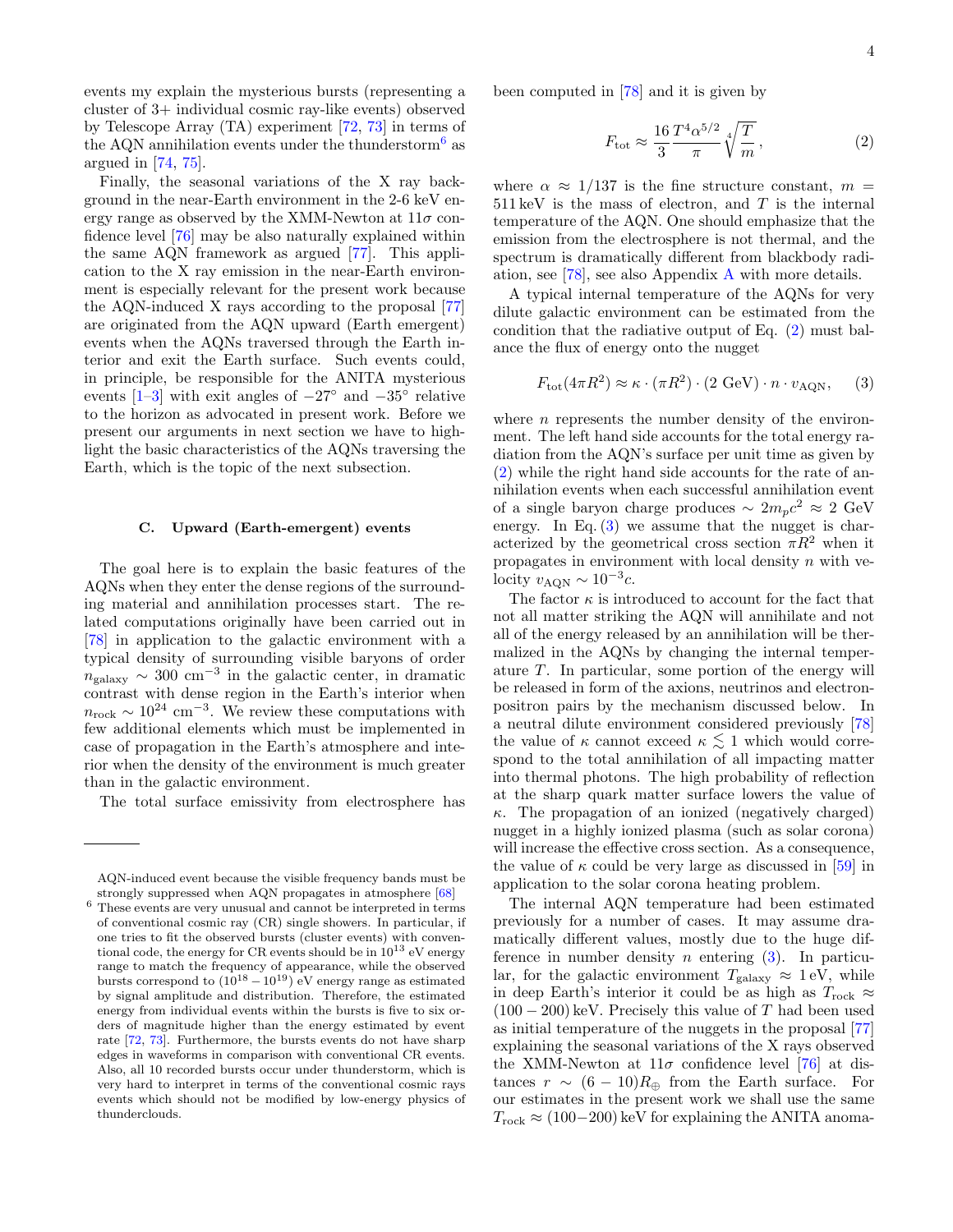events my explain the mysterious bursts (representing a cluster of 3+ individual cosmic ray-like events) observed by Telescope Array (TA) experiment [72, 73] in terms of the AQN annihilation events under the thunderstorm[6] as argued in [74, 75].

Finally, the seasonal variations of the X ray background in the near-Earth environment in the 2-6 keV energy range as observed by the XMM-Newton at $11\sigma$ confidence level [76] may be also naturally explained within the same AQN framework as argued [77]. This application to the X ray emission in the near-Earth environment is especially relevant for the present work because the AQN-induced X rays according to the proposal [77] are originated from the AQN upward (Earth emergent) events when the AQNs traversed through the Earth interior and exit the Earth surface. Such events could, in principle, be responsible for the ANITA mysterious events [1–3] with exit angles of $-27^\circ$ and $-35^\circ$ relative to the horizon as advocated in present work. Before we present our arguments in next section we have to highlight the basic characteristics of the AQNs traversing the Earth, which is the topic of the next subsection.

### C. Upward (Earth-emergent) events

The goal here is to explain the basic features of the AQNs when they enter the dense regions of the surrounding material and annihilation processes start. The related computations originally have been carried out in [78] in application to the galactic environment with a typical density of surrounding visible baryons of order $n_{\rm galaxy} \sim 300~{\rm cm}^{-3}$ in the galactic center, in dramatic contrast with dense region in the Earth's interior when $n_{\rm rock} \sim 10^{24}~{\rm cm}^{-3}$. We review these computations with few additional elements which must be implemented in case of propagation in the Earth's atmosphere and interior when the density of the environment is much greater than in the galactic environment.

The total surface emissivity from electrosphere has been computed in [78] and it is given by

$$F_{\rm tot} \approx \frac{16}{3}\frac{T^4\alpha^{5/2}}{\pi}\sqrt[4]{\frac{T}{m}}\,, \tag{2}$$

where $\alpha \approx 1/137$ is the fine structure constant, $m = 511\,{\rm keV}$ is the mass of electron, and $T$ is the internal temperature of the AQN. One should emphasize that the emission from the electrosphere is not thermal, and the spectrum is dramatically different from blackbody radiation, see [78], see also Appendix A with more details.

A typical internal temperature of the AQNs for very dilute galactic environment can be estimated from the condition that the radiative output of Eq. (2) must balance the flux of energy onto the nugget

$$F_{\rm tot}(4\pi R^2) \approx \kappa\cdot(\pi R^2)\cdot(2~{\rm GeV})\cdot n\cdot v_{\rm AQN}, \tag{3}$$

where $n$ represents the number density of the environment. The left hand side accounts for the total energy radiation from the AQN's surface per unit time as given by (2) while the right hand side accounts for the rate of annihilation events when each successful annihilation event of a single baryon charge produces $\sim 2m_pc^2 \approx 2$ GeV energy. In Eq. (3) we assume that the nugget is characterized by the geometrical cross section $\pi R^2$ when it propagates in environment with local density $n$ with velocity $v_{\rm AQN} \sim 10^{-3}c$.

The factor $\kappa$ is introduced to account for the fact that not all matter striking the AQN will annihilate and not all of the energy released by an annihilation will be thermalized in the AQNs by changing the internal temperature $T$. In particular, some portion of the energy will be released in form of the axions, neutrinos and electron-positron pairs by the mechanism discussed below. In a neutral dilute environment considered previously [78] the value of $\kappa$ cannot exceed $\kappa \lesssim 1$ which would correspond to the total annihilation of all impacting matter into thermal photons. The high probability of reflection at the sharp quark matter surface lowers the value of $\kappa$. The propagation of an ionized (negatively charged) nugget in a highly ionized plasma (such as solar corona) will increase the effective cross section. As a consequence, the value of $\kappa$ could be very large as discussed in [59] in application to the solar corona heating problem.

The internal AQN temperature had been estimated previously for a number of cases. It may assume dramatically different values, mostly due to the huge difference in number density $n$ entering (3). In particular, for the galactic environment $T_{\rm galaxy} \approx 1\,{\rm eV}$, while in deep Earth's interior it could be as high as $T_{\rm rock} \approx (100-200)\,{\rm keV}$. Precisely this value of $T$ had been used as initial temperature of the nuggets in the proposal [77] explaining the seasonal variations of the X rays observed by the XMM-Newton at $11\sigma$ confidence level [76] at distances $r \sim (6-10)R_\oplus$ from the Earth surface. For our estimates in the present work we shall use the same $T_{\rm rock} \approx (100-200)\,{\rm keV}$ for explaining the ANITA anoma-

---

AQN-induced event because the visible frequency bands must be strongly suppressed when AQN propagates in atmosphere [68]

[6] These events are very unusual and cannot be interpreted in terms of conventional cosmic ray (CR) single showers. In particular, if one tries to fit the observed bursts (cluster events) with conventional code, the energy for CR events should be in $10^{13}$ eV energy range to match the frequency of appearance, while the observed bursts correspond to $(10^{18}-10^{19})$ eV energy range as estimated by signal amplitude and distribution. Therefore, the estimated energy from individual events within the bursts is five to six orders of magnitude higher than the energy estimated by event rate [72, 73]. Furthermore, the bursts events do not have sharp edges in waveforms in comparison with conventional CR events. Also, all 10 recorded bursts occur under thunderstorm, which is very hard to interpret in terms of the conventional cosmic rays events which should not be modified by low-energy physics of thunderclouds.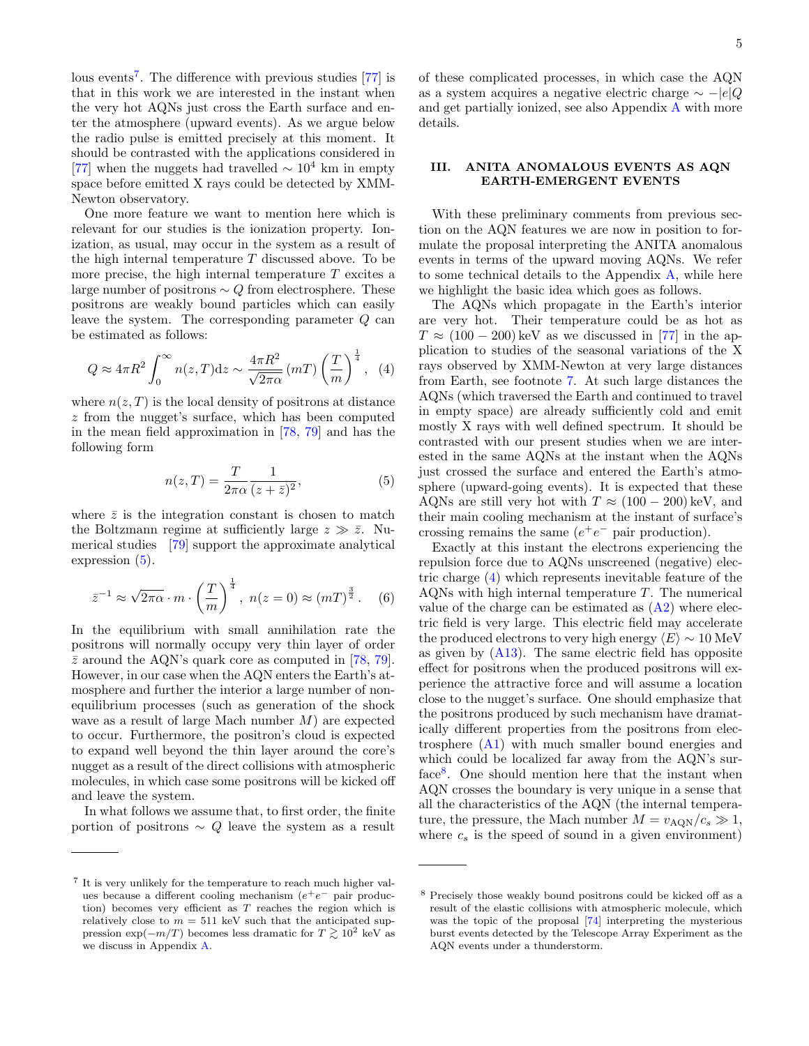lous events[7]. The difference with previous studies [77] is that in this work we are interested in the instant when the very hot AQNs just cross the Earth surface and enter the atmosphere (upward events). As we argue below the radio pulse is emitted precisely at this moment. It should be contrasted with the applications considered in [77] when the nuggets had travelled $\sim 10^4$ km in empty space before emitted X rays could be detected by XMM-Newton observatory.

One more feature we want to mention here which is relevant for our studies is the ionization property. Ionization, as usual, may occur in the system as a result of the high internal temperature $T$ discussed above. To be more precise, the high internal temperature $T$ excites a large number of positrons $\sim Q$ from electrosphere. These positrons are weakly bound particles which can easily leave the system. The corresponding parameter $Q$ can be estimated as follows:

$$Q \approx 4\pi R^2 \int_0^\infty n(z,T)\mathrm{d}z \sim \frac{4\pi R^2}{\sqrt{2\pi\alpha}}\,(mT)\left(\frac{T}{m}\right)^{\frac{1}{4}}, \quad (4)$$

where $n(z,T)$ is the local density of positrons at distance $z$ from the nugget's surface, which has been computed in the mean field approximation in [78, 79] and has the following form

$$n(z,T) = \frac{T}{2\pi\alpha}\frac{1}{(z+\bar{z})^2}, \quad (5)$$

where $\bar{z}$ is the integration constant is chosen to match the Boltzmann regime at sufficiently large $z \gg \bar{z}$. Numerical studies [79] support the approximate analytical expression (5).

$$\bar{z}^{-1} \approx \sqrt{2\pi\alpha}\cdot m \cdot \left(\frac{T}{m}\right)^{\frac{1}{4}}, \; n(z=0) \approx (mT)^{\frac{3}{2}}. \quad (6)$$

In the equilibrium with small annihilation rate the positrons will normally occupy very thin layer of order $\bar{z}$ around the AQN's quark core as computed in [78, 79]. However, in our case when the AQN enters the Earth's atmosphere and further the interior a large number of non-equilibrium processes (such as generation of the shock wave as a result of large Mach number $M$) are expected to occur. Furthermore, the positron's cloud is expected to expand well beyond the thin layer around the core's nugget as a result of the direct collisions with atmospheric molecules, in which case some positrons will be kicked off and leave the system.

In what follows we assume that, to first order, the finite portion of positrons $\sim Q$ leave the system as a result of these complicated processes, in which case the AQN as a system acquires a negative electric charge $\sim -|e|Q$ and get partially ionized, see also Appendix A with more details.

## III. ANITA ANOMALOUS EVENTS AS AQN EARTH-EMERGENT EVENTS

With these preliminary comments from previous section on the AQN features we are now in position to formulate the proposal interpreting the ANITA anomalous events in terms of the upward moving AQNs. We refer to some technical details to the Appendix A, while here we highlight the basic idea which goes as follows.

The AQNs which propagate in the Earth's interior are very hot. Their temperature could be as hot as $T \approx (100-200)\,\mathrm{keV}$ as we discussed in [77] in the application to studies of the seasonal variations of the X rays observed by XMM-Newton at very large distances from Earth, see footnote 7. At such large distances the AQNs (which traversed the Earth and continued to travel in empty space) are already sufficiently cold and emit mostly X rays with well defined spectrum. It should be contrasted with our present studies when we are interested in the same AQNs at the instant when the AQNs just crossed the surface and entered the Earth's atmosphere (upward-going events). It is expected that these AQNs are still very hot with $T \approx (100-200)\,\mathrm{keV}$, and their main cooling mechanism at the instant of surface's crossing remains the same ($e^+e^-$ pair production).

Exactly at this instant the electrons experiencing the repulsion force due to AQNs unscreened (negative) electric charge (4) which represents inevitable feature of the AQNs with high internal temperature $T$. The numerical value of the charge can be estimated as (A2) where electric field is very large. This electric field may accelerate the produced electrons to very high energy $\langle E\rangle \sim 10\,\mathrm{MeV}$ as given by (A13). The same electric field has opposite effect for positrons when the produced positrons will experience the attractive force and will assume a location close to the nugget's surface. One should emphasize that the positrons produced by such mechanism have dramatically different properties from the positrons from electrosphere (A1) with much smaller bound energies and which could be localized far away from the AQN's surface[8]. One should mention here that the instant when AQN crosses the boundary is very unique in a sense that all the characteristics of the AQN (the internal temperature, the pressure, the Mach number $M = v_{\mathrm{AQN}}/c_s \gg 1$, where $c_s$ is the speed of sound in a given environment)

---

[7] It is very unlikely for the temperature to reach much higher values because a different cooling mechanism ($e^+e^-$ pair production) becomes very efficient as $T$ reaches the region which is relatively close to $m = 511$ keV such that the anticipated suppression $\exp(-m/T)$ becomes less dramatic for $T \gtrsim 10^2$ keV as we discuss in Appendix A.

[8] Precisely those weakly bound positrons could be kicked off as a result of the elastic collisions with atmospheric molecule, which was the topic of the proposal [74] interpreting the mysterious burst events detected by the Telescope Array Experiment as the AQN events under a thunderstorm.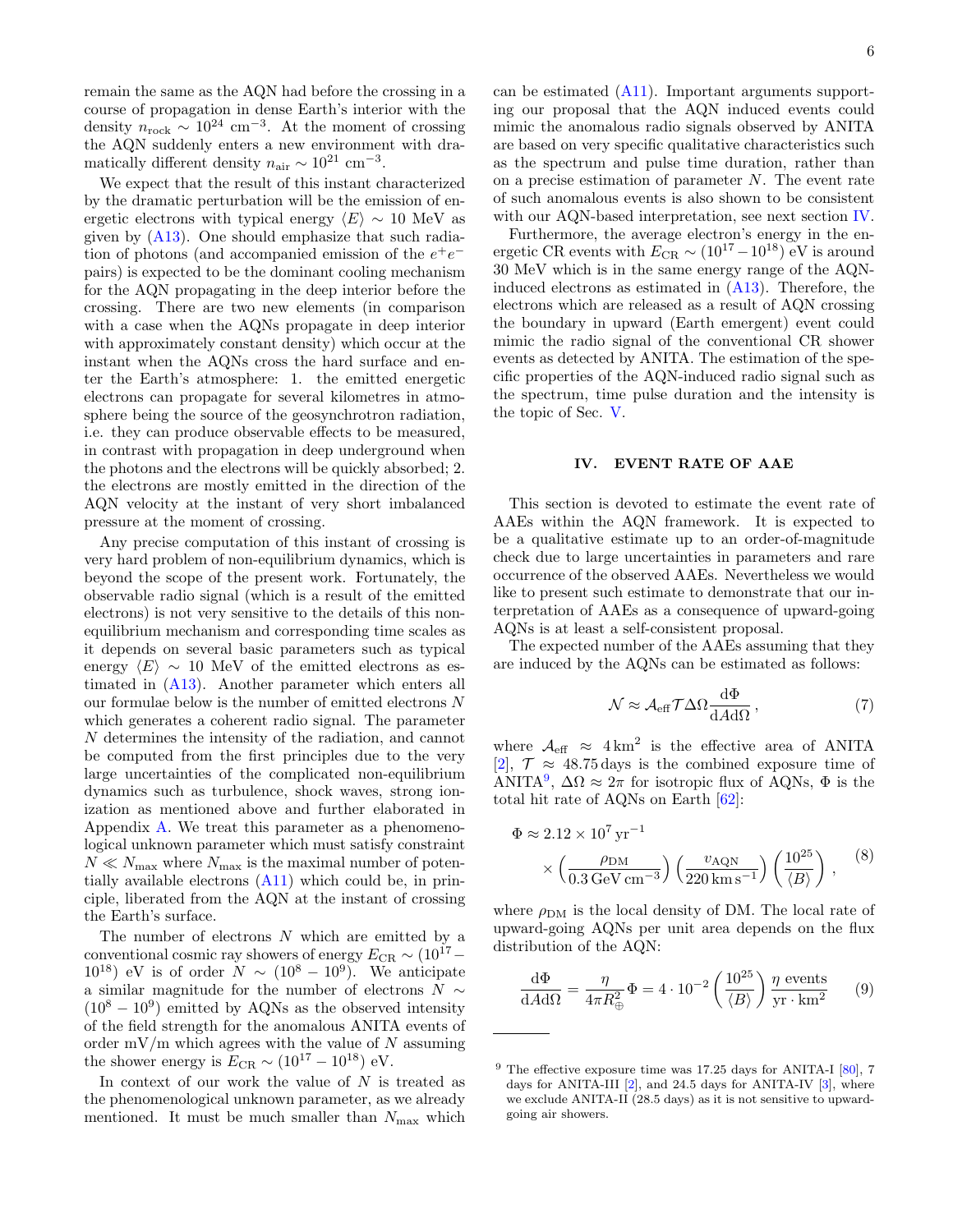remain the same as the AQN had before the crossing in a course of propagation in dense Earth's interior with the density $n_{\rm rock} \sim 10^{24}\ \rm cm^{-3}$. At the moment of crossing the AQN suddenly enters a new environment with dramatically different density $n_{\rm air} \sim 10^{21}\ \rm cm^{-3}$.

We expect that the result of this instant characterized by the dramatic perturbation will be the emission of energetic electrons with typical energy $\langle E\rangle \sim 10$ MeV as given by (A13). One should emphasize that such radiation of photons (and accompanied emission of the $e^+e^-$ pairs) is expected to be the dominant cooling mechanism for the AQN propagating in the deep interior before the crossing. There are two new elements (in comparison with a case when the AQNs propagate in deep interior with approximately constant density) which occur at the instant when the AQNs cross the hard surface and enter the Earth's atmosphere: 1. the emitted energetic electrons can propagate for several kilometres in atmosphere being the source of the geosynchrotron radiation, i.e. they can produce observable effects to be measured, in contrast with propagation in deep underground when the photons and the electrons will be quickly absorbed; 2. the electrons are mostly emitted in the direction of the AQN velocity at the instant of very short imbalanced pressure at the moment of crossing.

Any precise computation of this instant of crossing is very hard problem of non-equilibrium dynamics, which is beyond the scope of the present work. Fortunately, the observable radio signal (which is a result of the emitted electrons) is not very sensitive to the details of this non-equilibrium mechanism and corresponding time scales as it depends on several basic parameters such as typical energy $\langle E\rangle \sim 10$ MeV of the emitted electrons as estimated in (A13). Another parameter which enters all our formulae below is the number of emitted electrons $N$ which generates a coherent radio signal. The parameter $N$ determines the intensity of the radiation, and cannot be computed from the first principles due to the very large uncertainties of the complicated non-equilibrium dynamics such as turbulence, shock waves, strong ionization as mentioned above and further elaborated in Appendix A. We treat this parameter as a phenomenological unknown parameter which must satisfy constraint $N \ll N_{\rm max}$ where $N_{\rm max}$ is the maximal number of potentially available electrons (A11) which could be, in principle, liberated from the AQN at the instant of crossing the Earth's surface.

The number of electrons $N$ which are emitted by a conventional cosmic ray showers of energy $E_{\rm CR} \sim (10^{17}-10^{18})$ eV is of order $N \sim (10^8-10^9)$. We anticipate a similar magnitude for the number of electrons $N \sim (10^8-10^9)$ emitted by AQNs as the observed intensity of the field strength for the anomalous ANITA events of order mV/m which agrees with the value of $N$ assuming the shower energy is $E_{\rm CR} \sim (10^{17}-10^{18})$ eV.

In context of our work the value of $N$ is treated as the phenomenological unknown parameter, as we already mentioned. It must be much smaller than $N_{\rm max}$ which can be estimated (A11). Important arguments supporting our proposal that the AQN induced events could mimic the anomalous radio signals observed by ANITA are based on very specific qualitative characteristics such as the spectrum and pulse time duration, rather than on a precise estimation of parameter $N$. The event rate of such anomalous events is also shown to be consistent with our AQN-based interpretation, see next section IV.

Furthermore, the average electron's energy in the energetic CR events with $E_{\rm CR} \sim (10^{17}-10^{18})$ eV is around 30 MeV which is in the same energy range of the AQN-induced electrons as estimated in (A13). Therefore, the electrons which are released as a result of AQN crossing the boundary in upward (Earth emergent) event could mimic the radio signal of the conventional CR shower events as detected by ANITA. The estimation of the specific properties of the AQN-induced radio signal such as the spectrum, time pulse duration and the intensity is the topic of Sec. V.

## IV. EVENT RATE OF AAE

This section is devoted to estimate the event rate of AAEs within the AQN framework. It is expected to be a qualitative estimate up to an order-of-magnitude check due to large uncertainties in parameters and rare occurrence of the observed AAEs. Nevertheless we would like to present such estimate to demonstrate that our interpretation of AAEs as a consequence of upward-going AQNs is at least a self-consistent proposal.

The expected number of the AAEs assuming that they are induced by the AQNs can be estimated as follows:

$$
\mathcal{N} \approx \mathcal{A}_{\rm eff}\mathcal{T}\Delta\Omega\frac{\mathrm{d}\Phi}{\mathrm{d}A\mathrm{d}\Omega}\,, \tag{7}
$$

where $\mathcal{A}_{\rm eff} \approx 4\,\rm km^2$ is the effective area of ANITA [2], $\mathcal{T} \approx 48.75\,$days is the combined exposure time of ANITA[9], $\Delta\Omega \approx 2\pi$ for isotropic flux of AQNs, $\Phi$ is the total hit rate of AQNs on Earth [62]:

$$
\begin{aligned}
\Phi \approx\ & 2.12\times 10^{7}\,\rm yr^{-1}\\
&\times\left(\frac{\rho_{\rm DM}}{0.3\,\rm GeV\,cm^{-3}}\right)\left(\frac{v_{\rm AQN}}{220\,\rm km\,s^{-1}}\right)\left(\frac{10^{25}}{\langle B\rangle}\right)\,,
\end{aligned} \tag{8}
$$

where $\rho_{\rm DM}$ is the local density of DM. The local rate of upward-going AQNs per unit area depends on the flux distribution of the AQN:

$$
\frac{\mathrm{d}\Phi}{\mathrm{d}A\mathrm{d}\Omega} = \frac{\eta}{4\pi R_\oplus^2}\Phi = 4\cdot 10^{-2}\left(\frac{10^{25}}{\langle B\rangle}\right)\frac{\eta\ \rm events}{\rm yr\cdot km^2} \tag{9}
$$

[9] The effective exposure time was 17.25 days for ANITA-I [80], 7 days for ANITA-III [2], and 24.5 days for ANITA-IV [3], where we exclude ANITA-II (28.5 days) as it is not sensitive to upward-going air showers.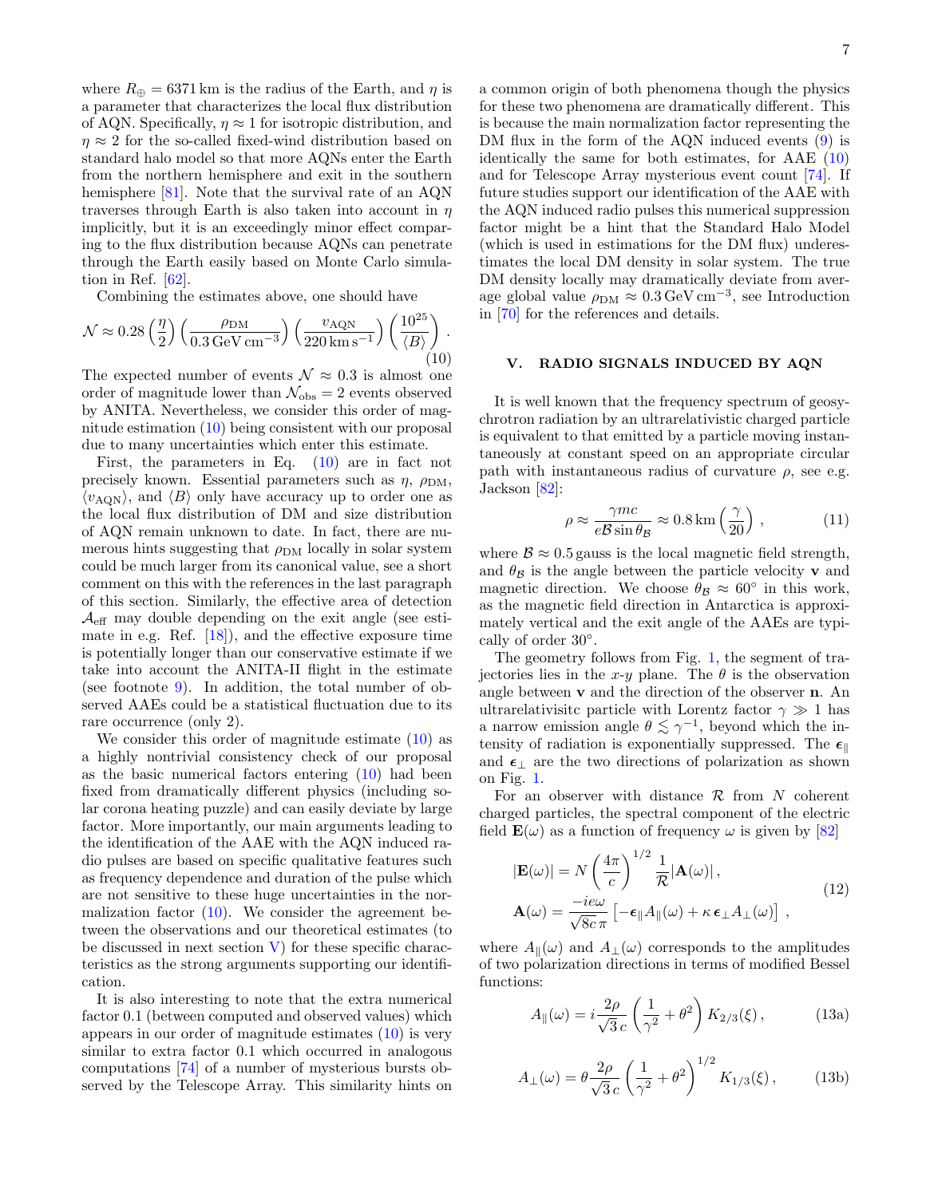where $R_\oplus = 6371\,\text{km}$ is the radius of the Earth, and $\eta$ is a parameter that characterizes the local flux distribution of AQN. Specifically, $\eta \approx 1$ for isotropic distribution, and $\eta \approx 2$ for the so-called fixed-wind distribution based on standard halo model so that more AQNs enter the Earth from the northern hemisphere and exit in the southern hemisphere [81]. Note that the survival rate of an AQN traverses through Earth is also taken into account in $\eta$ implicitly, but it is an exceedingly minor effect comparing to the flux distribution because AQNs can penetrate through the Earth easily based on Monte Carlo simulation in Ref. [62].

Combining the estimates above, one should have

$$\mathcal{N} \approx 0.28 \left(\frac{\eta}{2}\right) \left(\frac{\rho_{\rm DM}}{0.3\,\text{GeV}\,\text{cm}^{-3}}\right) \left(\frac{v_{\rm AQN}}{220\,\text{km}\,\text{s}^{-1}}\right) \left(\frac{10^{25}}{\langle B\rangle}\right). \tag{10}$$

The expected number of events $\mathcal{N} \approx 0.3$ is almost one order of magnitude lower than $\mathcal{N}_{\rm obs} = 2$ events observed by ANITA. Nevertheless, we consider this order of magnitude estimation (10) being consistent with our proposal due to many uncertainties which enter this estimate.

First, the parameters in Eq. (10) are in fact not precisely known. Essential parameters such as $\eta$, $\rho_{\rm DM}$, $\langle v_{\rm AQN}\rangle$, and $\langle B\rangle$ only have accuracy up to order one as the local flux distribution of DM and size distribution of AQN remain unknown to date. In fact, there are numerous hints suggesting that $\rho_{\rm DM}$ locally in solar system could be much larger from its canonical value, see a short comment on this with the references in the last paragraph of this section. Similarly, the effective area of detection $\mathcal{A}_{\rm eff}$ may double depending on the exit angle (see estimate in e.g. Ref. [18]), and the effective exposure time is potentially longer than our conservative estimate if we take into account the ANITA-II flight in the estimate (see footnote 9). In addition, the total number of observed AAEs could be a statistical fluctuation due to its rare occurrence (only 2).

We consider this order of magnitude estimate (10) as a highly nontrivial consistency check of our proposal as the basic numerical factors entering (10) had been fixed from dramatically different physics (including solar corona heating puzzle) and can easily deviate by large factor. More importantly, our main arguments leading to the identification of the AAE with the AQN induced radio pulses are based on specific qualitative features such as frequency dependence and duration of the pulse which are not sensitive to these huge uncertainties in the normalization factor (10). We consider the agreement between the observations and our theoretical estimates (to be discussed in next section V) for these specific characteristics as the strong arguments supporting our identification.

It is also interesting to note that the extra numerical factor 0.1 (between computed and observed values) which appears in our order of magnitude estimates (10) is very similar to extra factor 0.1 which occurred in analogous computations [74] of a number of mysterious bursts observed by the Telescope Array. This similarity hints on a common origin of both phenomena though the physics for these two phenomena are dramatically different. This is because the main normalization factor representing the DM flux in the form of the AQN induced events (9) is identically the same for both estimates, for AAE (10) and for Telescope Array mysterious event count [74]. If future studies support our identification of the AAE with the AQN induced radio pulses this numerical suppression factor might be a hint that the Standard Halo Model (which is used in estimations for the DM flux) underestimates the local DM density in solar system. The true DM density locally may dramatically deviate from average global value $\rho_{\rm DM} \approx 0.3\,\text{GeV}\,\text{cm}^{-3}$, see Introduction in [70] for the references and details.

## V. RADIO SIGNALS INDUCED BY AQN

It is well known that the frequency spectrum of geosynchrotron radiation by an ultrarelativistic charged particle is equivalent to that emitted by a particle moving instantaneously at constant speed on an appropriate circular path with instantaneous radius of curvature $\rho$, see e.g. Jackson [82]:

$$\rho \approx \frac{\gamma mc}{e\mathcal{B}\sin\theta_{\mathcal{B}}} \approx 0.8\,\text{km}\left(\frac{\gamma}{20}\right), \tag{11}$$

where $\mathcal{B} \approx 0.5\,\text{gauss}$ is the local magnetic field strength, and $\theta_{\mathcal{B}}$ is the angle between the particle velocity $\mathbf{v}$ and magnetic direction. We choose $\theta_{\mathcal{B}} \approx 60^\circ$ in this work, as the magnetic field direction in Antarctica is approximately vertical and the exit angle of the AAEs are typically of order $30^\circ$.

The geometry follows from Fig. 1, the segment of trajectories lies in the $x$-$y$ plane. The $\theta$ is the observation angle between $\mathbf{v}$ and the direction of the observer $\mathbf{n}$. An ultrarelativisitc particle with Lorentz factor $\gamma \gg 1$ has a narrow emission angle $\theta \lesssim \gamma^{-1}$, beyond which the intensity of radiation is exponentially suppressed. The $\boldsymbol{\epsilon}_\parallel$ and $\boldsymbol{\epsilon}_\perp$ are the two directions of polarization as shown on Fig. 1.

For an observer with distance $\mathcal{R}$ from $N$ coherent charged particles, the spectral component of the electric field $\mathbf{E}(\omega)$ as a function of frequency $\omega$ is given by [82]

$$\begin{aligned}
|\mathbf{E}(\omega)| &= N\left(\frac{4\pi}{c}\right)^{1/2}\frac{1}{\mathcal{R}}|\mathbf{A}(\omega)|\,,\\
\mathbf{A}(\omega) &= \frac{-ie\omega}{\sqrt{8c}\,\pi}\left[-\boldsymbol{\epsilon}_\parallel A_\parallel(\omega) + \kappa\,\boldsymbol{\epsilon}_\perp A_\perp(\omega)\right],
\end{aligned} \tag{12}$$

where $A_\parallel(\omega)$ and $A_\perp(\omega)$ corresponds to the amplitudes of two polarization directions in terms of modified Bessel functions:

$$A_\parallel(\omega) = i\frac{2\rho}{\sqrt{3}\,c}\left(\frac{1}{\gamma^2}+\theta^2\right)K_{2/3}(\xi)\,, \tag{13a}$$

$$A_\perp(\omega) = \theta\frac{2\rho}{\sqrt{3}\,c}\left(\frac{1}{\gamma^2}+\theta^2\right)^{1/2}K_{1/3}(\xi)\,, \tag{13b}$$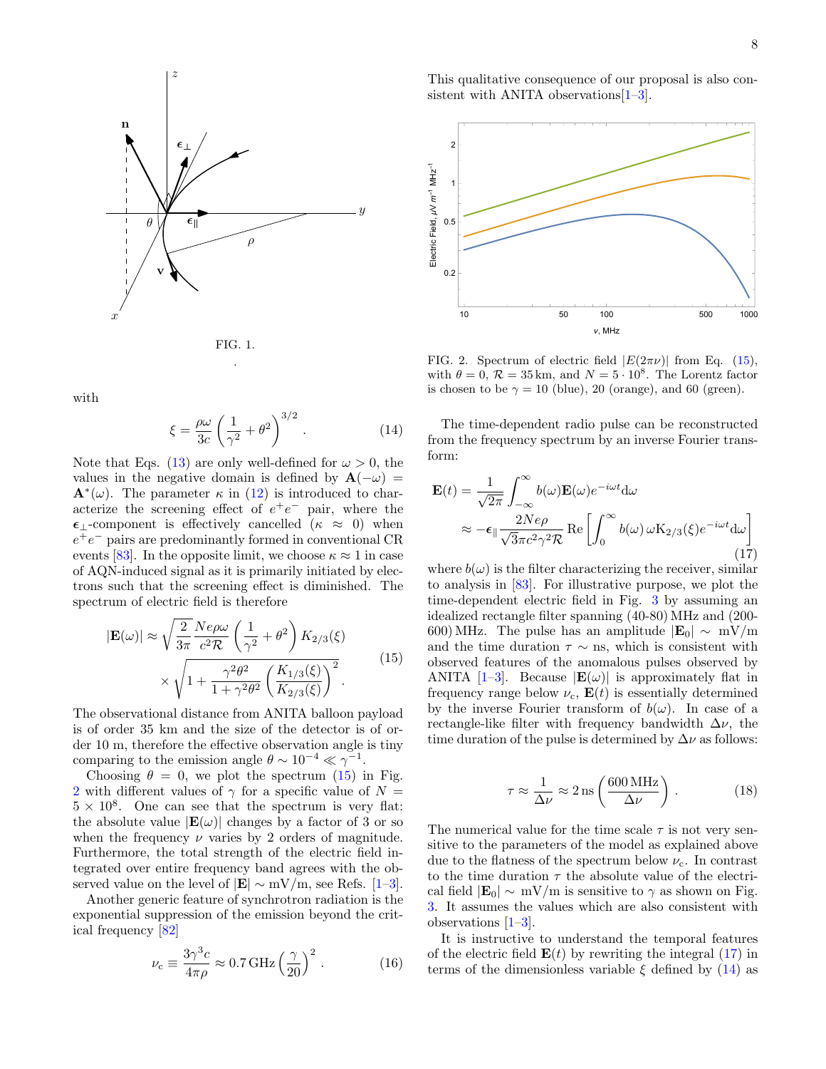FIG. 1.

.

with

$$\xi = \frac{\rho\omega}{3c}\left(\frac{1}{\gamma^2}+\theta^2\right)^{3/2}. \tag{14}$$

Note that Eqs. (13) are only well-defined for $\omega > 0$, the values in the negative domain is defined by $\mathbf{A}(-\omega) = \mathbf{A}^*(\omega)$. The parameter $\kappa$ in (12) is introduced to characterize the screening effect of $e^+e^-$ pair, where the $\boldsymbol{\epsilon}_\perp$-component is effectively cancelled ($\kappa \approx 0$) when $e^+e^-$ pairs are predominantly formed in conventional CR events [83]. In the opposite limit, we choose $\kappa \approx 1$ in case of AQN-induced signal as it is primarily initiated by electrons such that the screening effect is diminished. The spectrum of electric field is therefore

$$|\mathbf{E}(\omega)| \approx \sqrt{\frac{2}{3\pi}}\frac{Ne\rho\omega}{c^2\mathcal{R}}\left(\frac{1}{\gamma^2}+\theta^2\right)K_{2/3}(\xi) \times\sqrt{1+\frac{\gamma^2\theta^2}{1+\gamma^2\theta^2}\left(\frac{K_{1/3}(\xi)}{K_{2/3}(\xi)}\right)^2}. \tag{15}$$

The observational distance from ANITA balloon payload is of order 35 km and the size of the detector is of order 10 m, therefore the effective observation angle is tiny comparing to the emission angle $\theta \sim 10^{-4} \ll \gamma^{-1}$.

Choosing $\theta = 0$, we plot the spectrum (15) in Fig. 2 with different values of $\gamma$ for a specific value of $N = 5 \times 10^8$. One can see that the spectrum is very flat: the absolute value $|\mathbf{E}(\omega)|$ changes by a factor of 3 or so when the frequency $\nu$ varies by 2 orders of magnitude. Furthermore, the total strength of the electric field integrated over entire frequency band agrees with the observed value on the level of $|\mathbf{E}| \sim$ mV/m, see Refs. [1–3].

Another generic feature of synchrotron radiation is the exponential suppression of the emission beyond the critical frequency [82]

$$\nu_c \equiv \frac{3\gamma^3 c}{4\pi\rho} \approx 0.7\,\text{GHz}\left(\frac{\gamma}{20}\right)^2. \tag{16}$$

This qualitative consequence of our proposal is also consistent with ANITA observations[1–3].

FIG. 2. Spectrum of electric field $|E(2\pi\nu)|$ from Eq. (15), with $\theta = 0$, $\mathcal{R} = 35\,$km, and $N = 5 \cdot 10^8$. The Lorentz factor is chosen to be $\gamma = 10$ (blue), 20 (orange), and 60 (green).

The time-dependent radio pulse can be reconstructed from the frequency spectrum by an inverse Fourier transform:

$$\begin{aligned}\mathbf{E}(t) &= \frac{1}{\sqrt{2\pi}}\int_{-\infty}^{\infty} b(\omega)\mathbf{E}(\omega)e^{-i\omega t}\mathrm{d}\omega \\ &\approx -\boldsymbol{\epsilon}_\parallel \frac{2Ne\rho}{\sqrt{3}\pi c^2\gamma^2\mathcal{R}}\,\mathrm{Re}\left[\int_0^{\infty} b(\omega)\,\omega\mathrm{K}_{2/3}(\xi)e^{-i\omega t}\mathrm{d}\omega\right]\end{aligned} \tag{17}$$

where $b(\omega)$ is the filter characterizing the receiver, similar to analysis in [83]. For illustrative purpose, we plot the time-dependent electric field in Fig. 3 by assuming an idealized rectangle filter spanning (40-80) MHz and (200-600) MHz. The pulse has an amplitude $|\mathbf{E}_0| \sim$ mV/m and the time duration $\tau \sim$ ns, which is consistent with observed features of the anomalous pulses observed by ANITA [1–3]. Because $|\mathbf{E}(\omega)|$ is approximately flat in frequency range below $\nu_c$, $\mathbf{E}(t)$ is essentially determined by the inverse Fourier transform of $b(\omega)$. In case of a rectangle-like filter with frequency bandwidth $\Delta\nu$, the time duration of the pulse is determined by $\Delta\nu$ as follows:

$$\tau \approx \frac{1}{\Delta\nu} \approx 2\,\text{ns}\left(\frac{600\,\text{MHz}}{\Delta\nu}\right). \tag{18}$$

The numerical value for the time scale $\tau$ is not very sensitive to the parameters of the model as explained above due to the flatness of the spectrum below $\nu_c$. In contrast to the time duration $\tau$ the absolute value of the electrical field $|\mathbf{E}_0| \sim$ mV/m is sensitive to $\gamma$ as shown on Fig. 3. It assumes the values which are also consistent with observations [1–3].

It is instructive to understand the temporal features of the electric field $\mathbf{E}(t)$ by rewriting the integral (17) in terms of the dimensionless variable $\xi$ defined by (14) as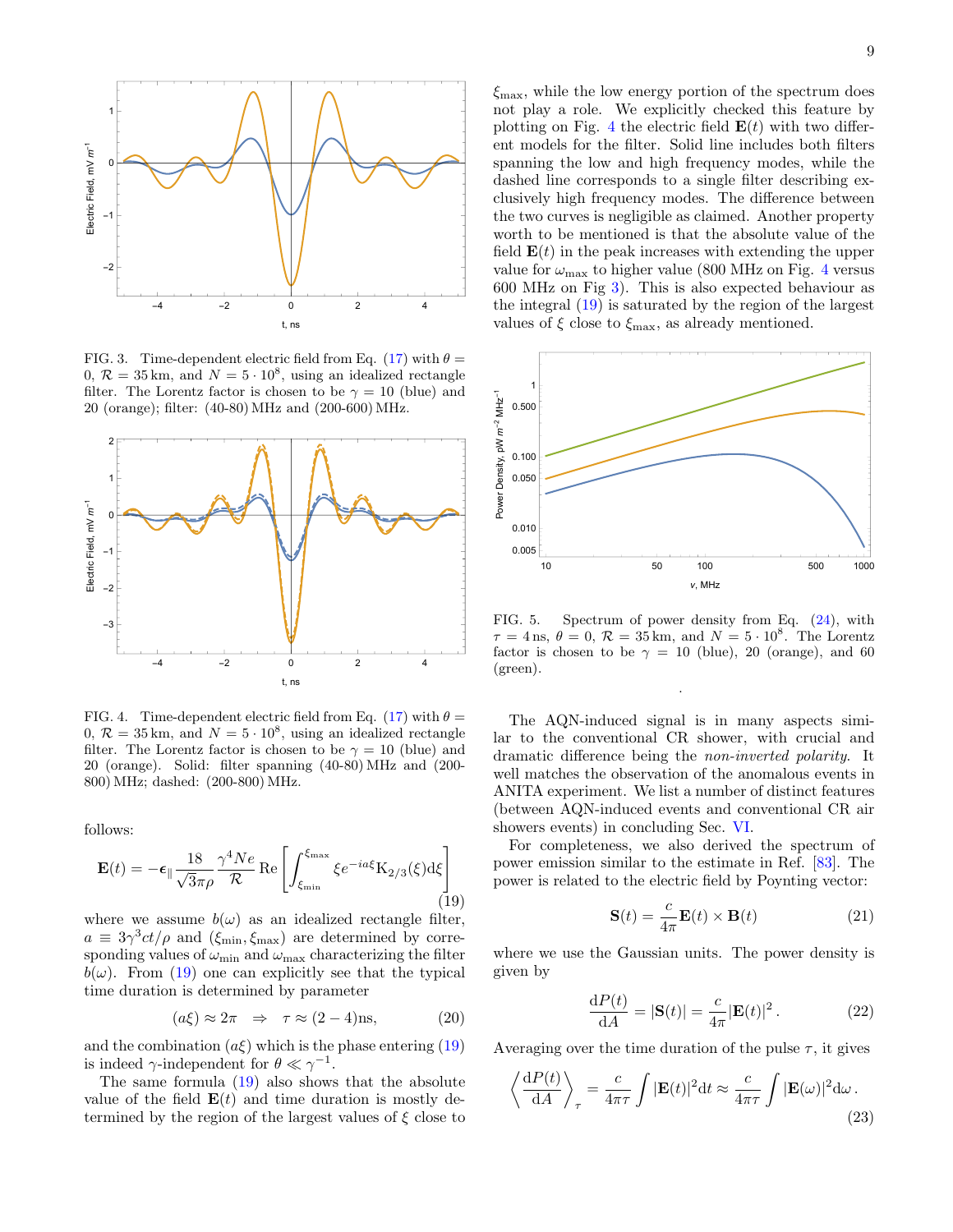FIG. 3. Time-dependent electric field from Eq. (17) with $\theta = 0$, $\mathcal{R} = 35\,\mathrm{km}$, and $N = 5 \cdot 10^8$, using an idealized rectangle filter. The Lorentz factor is chosen to be $\gamma = 10$ (blue) and 20 (orange); filter: (40-80) MHz and (200-600) MHz.

FIG. 4. Time-dependent electric field from Eq. (17) with $\theta = 0$, $\mathcal{R} = 35\,\mathrm{km}$, and $N = 5 \cdot 10^8$, using an idealized rectangle filter. The Lorentz factor is chosen to be $\gamma = 10$ (blue) and 20 (orange). Solid: filter spanning (40-80) MHz and (200-800) MHz; dashed: (200-800) MHz.

follows:

$$\mathbf{E}(t) = -\boldsymbol{\epsilon}_{\parallel} \frac{18}{\sqrt{3}\pi\rho} \frac{\gamma^4 N e}{\mathcal{R}} \,\mathrm{Re}\left[\int_{\xi_{\min}}^{\xi_{\max}} \xi e^{-ia\xi} \mathrm{K}_{2/3}(\xi) \mathrm{d}\xi\right] \tag{19}$$

where we assume $b(\omega)$ as an idealized rectangle filter, $a \equiv 3\gamma^3 ct/\rho$ and $(\xi_{\min}, \xi_{\max})$ are determined by corresponding values of $\omega_{\min}$ and $\omega_{\max}$ characterizing the filter $b(\omega)$. From (19) one can explicitly see that the typical time duration is determined by parameter

$$(a\xi) \approx 2\pi \quad \Rightarrow \quad \tau \approx (2-4)\mathrm{ns}, \tag{20}$$

and the combination $(a\xi)$ which is the phase entering (19) is indeed $\gamma$-independent for $\theta \ll \gamma^{-1}$.

The same formula (19) also shows that the absolute value of the field $\mathbf{E}(t)$ and time duration is mostly determined by the region of the largest values of $\xi$ close to $\xi_{\max}$, while the low energy portion of the spectrum does not play a role. We explicitly checked this feature by plotting on Fig. 4 the electric field $\mathbf{E}(t)$ with two different models for the filter. Solid line includes both filters spanning the low and high frequency modes, while the dashed line corresponds to a single filter describing exclusively high frequency modes. The difference between the two curves is negligible as claimed. Another property worth to be mentioned is that the absolute value of the field $\mathbf{E}(t)$ in the peak increases with extending the upper value for $\omega_{\max}$ to higher value (800 MHz on Fig. 4 versus 600 MHz on Fig 3). This is also expected behaviour as the integral (19) is saturated by the region of the largest values of $\xi$ close to $\xi_{\max}$, as already mentioned.

FIG. 5. Spectrum of power density from Eq. (24), with $\tau = 4\,\mathrm{ns}$, $\theta = 0$, $\mathcal{R} = 35\,\mathrm{km}$, and $N = 5 \cdot 10^8$. The Lorentz factor is chosen to be $\gamma = 10$ (blue), 20 (orange), and 60 (green).

The AQN-induced signal is in many aspects similar to the conventional CR shower, with crucial and dramatic difference being the *non-inverted polarity*. It well matches the observation of the anomalous events in ANITA experiment. We list a number of distinct features (between AQN-induced events and conventional CR air showers events) in concluding Sec. VI.

For completeness, we also derived the spectrum of power emission similar to the estimate in Ref. [83]. The power is related to the electric field by Poynting vector:

$$\mathbf{S}(t) = \frac{c}{4\pi} \mathbf{E}(t) \times \mathbf{B}(t) \tag{21}$$

where we use the Gaussian units. The power density is given by

$$\frac{\mathrm{d}P(t)}{\mathrm{d}A} = |\mathbf{S}(t)| = \frac{c}{4\pi} |\mathbf{E}(t)|^2 . \tag{22}$$

Averaging over the time duration of the pulse $\tau$, it gives

$$\left\langle \frac{\mathrm{d}P(t)}{\mathrm{d}A} \right\rangle_{\tau} = \frac{c}{4\pi\tau} \int |\mathbf{E}(t)|^2 \mathrm{d}t \approx \frac{c}{4\pi\tau} \int |\mathbf{E}(\omega)|^2 \mathrm{d}\omega . \tag{23}$$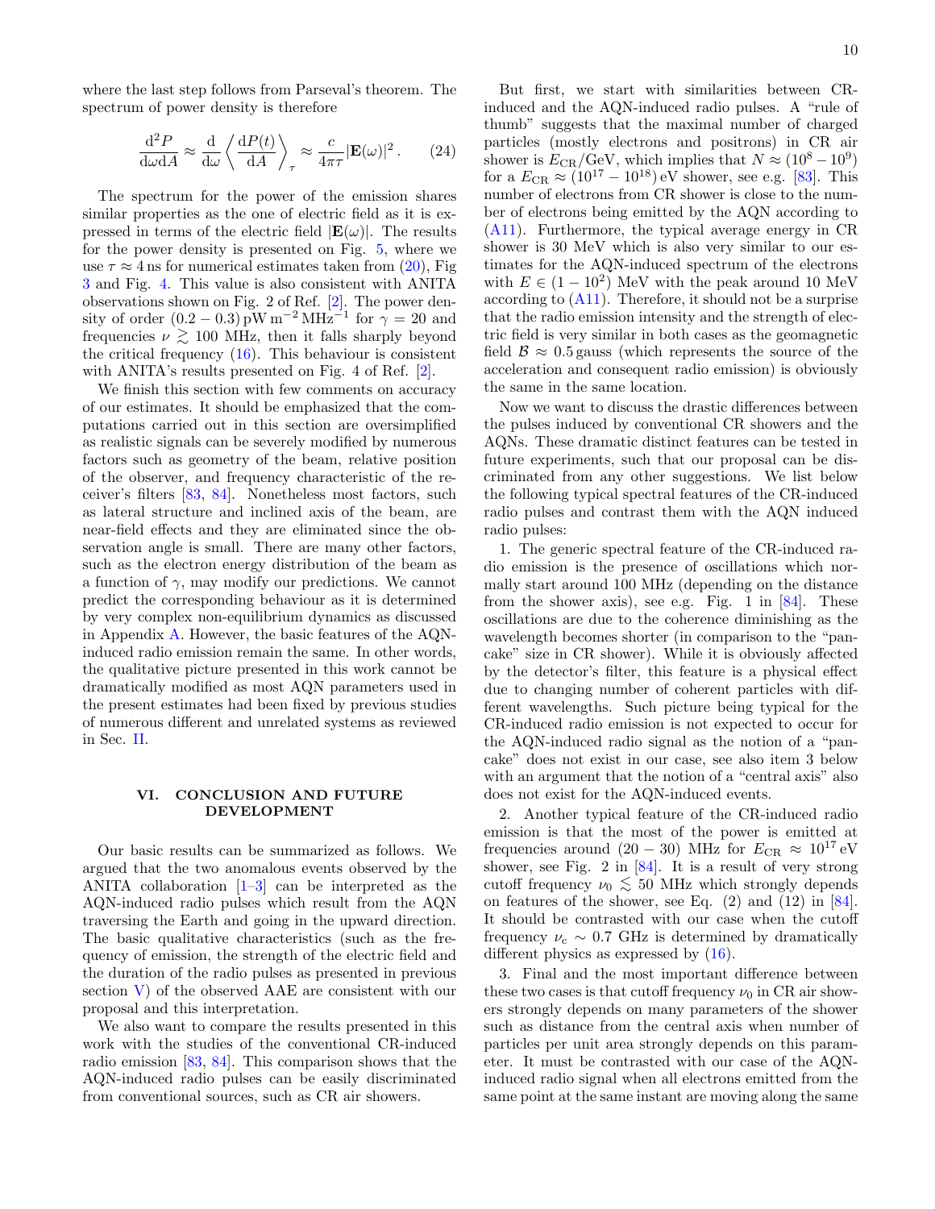where the last step follows from Parseval's theorem. The spectrum of power density is therefore

$$\frac{\mathrm{d}^2 P}{\mathrm{d}\omega \mathrm{d}A} \approx \frac{\mathrm{d}}{\mathrm{d}\omega}\left\langle \frac{\mathrm{d}P(t)}{\mathrm{d}A}\right\rangle_\tau \approx \frac{c}{4\pi\tau}|\mathbf{E}(\omega)|^2 . \tag{24}$$

The spectrum for the power of the emission shares similar properties as the one of electric field as it is expressed in terms of the electric field $|\mathbf{E}(\omega)|$. The results for the power density is presented on Fig. 5, where we use $\tau \approx 4\,\mathrm{ns}$ for numerical estimates taken from (20), Fig 3 and Fig. 4. This value is also consistent with ANITA observations shown on Fig. 2 of Ref. [2]. The power density of order $(0.2-0.3)\,\mathrm{pW\,m^{-2}\,MHz^{-1}}$ for $\gamma = 20$ and frequencies $\nu \gtrsim 100$ MHz, then it falls sharply beyond the critical frequency (16). This behaviour is consistent with ANITA's results presented on Fig. 4 of Ref. [2].

We finish this section with few comments on accuracy of our estimates. It should be emphasized that the computations carried out in this section are oversimplified as realistic signals can be severely modified by numerous factors such as geometry of the beam, relative position of the observer, and frequency characteristic of the receiver's filters [83, 84]. Nonetheless most factors, such as lateral structure and inclined axis of the beam, are near-field effects and they are eliminated since the observation angle is small. There are many other factors, such as the electron energy distribution of the beam as a function of $\gamma$, may modify our predictions. We cannot predict the corresponding behaviour as it is determined by very complex non-equilibrium dynamics as discussed in Appendix A. However, the basic features of the AQN-induced radio emission remain the same. In other words, the qualitative picture presented in this work cannot be dramatically modified as most AQN parameters used in the present estimates had been fixed by previous studies of numerous different and unrelated systems as reviewed in Sec. II.

## VI. CONCLUSION AND FUTURE DEVELOPMENT

Our basic results can be summarized as follows. We argued that the two anomalous events observed by the ANITA collaboration [1–3] can be interpreted as the AQN-induced radio pulses which result from the AQN traversing the Earth and going in the upward direction. The basic qualitative characteristics (such as the frequency of emission, the strength of the electric field and the duration of the radio pulses as presented in previous section V) of the observed AAE are consistent with our proposal and this interpretation.

We also want to compare the results presented in this work with the studies of the conventional CR-induced radio emission [83, 84]. This comparison shows that the AQN-induced radio pulses can be easily discriminated from conventional sources, such as CR air showers.

But first, we start with similarities between CR-induced and the AQN-induced radio pulses. A "rule of thumb" suggests that the maximal number of charged particles (mostly electrons and positrons) in CR air shower is $E_{\mathrm{CR}}/\mathrm{GeV}$, which implies that $N \approx (10^8 - 10^9)$ for a $E_{\mathrm{CR}} \approx (10^{17} - 10^{18})\,\mathrm{eV}$ shower, see e.g. [83]. This number of electrons from CR shower is close to the number of electrons being emitted by the AQN according to (A11). Furthermore, the typical average energy in CR shower is 30 MeV which is also very similar to our estimates for the AQN-induced spectrum of the electrons with $E \in (1-10^2)$ MeV with the peak around 10 MeV according to (A11). Therefore, it should not be a surprise that the radio emission intensity and the strength of electric field is very similar in both cases as the geomagnetic field $\mathcal{B} \approx 0.5\,\mathrm{gauss}$ (which represents the source of the acceleration and consequent radio emission) is obviously the same in the same location.

Now we want to discuss the drastic differences between the pulses induced by conventional CR showers and the AQNs. These dramatic distinct features can be tested in future experiments, such that our proposal can be discriminated from any other suggestions. We list below the following typical spectral features of the CR-induced radio pulses and contrast them with the AQN induced radio pulses:

1. The generic spectral feature of the CR-induced radio emission is the presence of oscillations which normally start around 100 MHz (depending on the distance from the shower axis), see e.g. Fig. 1 in [84]. These oscillations are due to the coherence diminishing as the wavelength becomes shorter (in comparison to the "pancake" size in CR shower). While it is obviously affected by the detector's filter, this feature is a physical effect due to changing number of coherent particles with different wavelengths. Such picture being typical for the CR-induced radio emission is not expected to occur for the AQN-induced radio signal as the notion of a "pancake" does not exist in our case, see also item 3 below with an argument that the notion of a "central axis" also does not exist for the AQN-induced events.

2. Another typical feature of the CR-induced radio emission is that the most of the power is emitted at frequencies around $(20-30)$ MHz for $E_{\mathrm{CR}} \approx 10^{17}\,\mathrm{eV}$ shower, see Fig. 2 in [84]. It is a result of very strong cutoff frequency $\nu_0 \lesssim 50$ MHz which strongly depends on features of the shower, see Eq. (2) and (12) in [84]. It should be contrasted with our case when the cutoff frequency $\nu_{\mathrm{c}} \sim 0.7$ GHz is determined by dramatically different physics as expressed by (16).

3. Final and the most important difference between these two cases is that cutoff frequency $\nu_0$ in CR air showers strongly depends on many parameters of the shower such as distance from the central axis when number of particles per unit area strongly depends on this parameter. It must be contrasted with our case of the AQN-induced radio signal when all electrons emitted from the same point at the same instant are moving along the same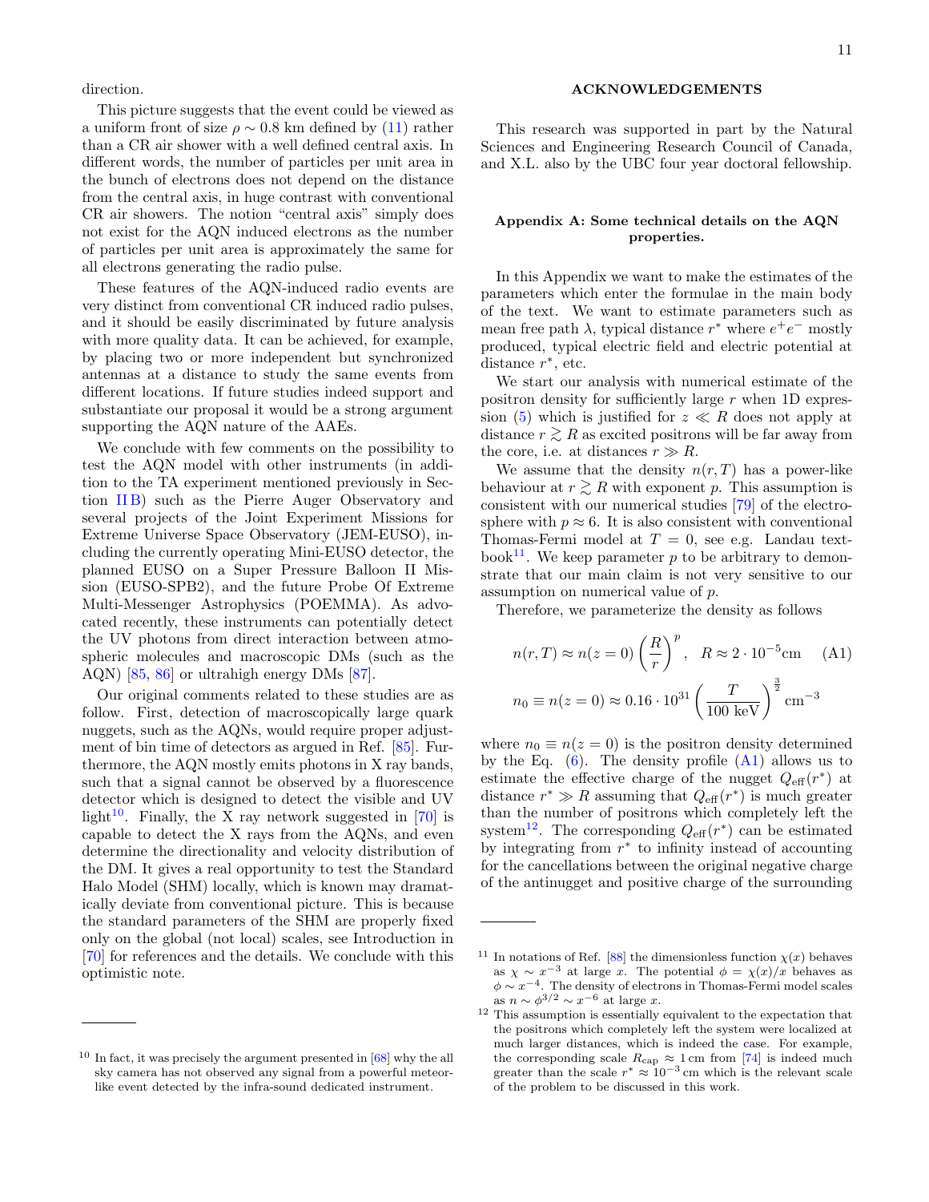direction.

This picture suggests that the event could be viewed as a uniform front of size $\rho \sim 0.8$ km defined by (11) rather than a CR air shower with a well defined central axis. In different words, the number of particles per unit area in the bunch of electrons does not depend on the distance from the central axis, in huge contrast with conventional CR air showers. The notion "central axis" simply does not exist for the AQN induced electrons as the number of particles per unit area is approximately the same for all electrons generating the radio pulse.

These features of the AQN-induced radio events are very distinct from conventional CR induced radio pulses, and it should be easily discriminated by future analysis with more quality data. It can be achieved, for example, by placing two or more independent but synchronized antennas at a distance to study the same events from different locations. If future studies indeed support and substantiate our proposal it would be a strong argument supporting the AQN nature of the AAEs.

We conclude with few comments on the possibility to test the AQN model with other instruments (in addition to the TA experiment mentioned previously in Section II B) such as the Pierre Auger Observatory and several projects of the Joint Experiment Missions for Extreme Universe Space Observatory (JEM-EUSO), including the currently operating Mini-EUSO detector, the planned EUSO on a Super Pressure Balloon II Mission (EUSO-SPB2), and the future Probe Of Extreme Multi-Messenger Astrophysics (POEMMA). As advocated recently, these instruments can potentially detect the UV photons from direct interaction between atmospheric molecules and macroscopic DMs (such as the AQN) [85, 86] or ultrahigh energy DMs [87].

Our original comments related to these studies are as follow. First, detection of macroscopically large quark nuggets, such as the AQNs, would require proper adjustment of bin time of detectors as argued in Ref. [85]. Furthermore, the AQN mostly emits photons in X ray bands, such that a signal cannot be observed by a fluorescence detector which is designed to detect the visible and UV light[10]. Finally, the X ray network suggested in [70] is capable to detect the X rays from the AQNs, and even determine the directionality and velocity distribution of the DM. It gives a real opportunity to test the Standard Halo Model (SHM) locally, which is known may dramatically deviate from conventional picture. This is because the standard parameters of the SHM are properly fixed only on the global (not local) scales, see Introduction in [70] for references and the details. We conclude with this optimistic note.

[10] In fact, it was precisely the argument presented in [68] why the all sky camera has not observed any signal from a powerful meteor-like event detected by the infra-sound dedicated instrument.

## ACKNOWLEDGEMENTS

This research was supported in part by the Natural Sciences and Engineering Research Council of Canada, and X.L. also by the UBC four year doctoral fellowship.

## Appendix A: Some technical details on the AQN properties.

In this Appendix we want to make the estimates of the parameters which enter the formulae in the main body of the text. We want to estimate parameters such as mean free path $\lambda$, typical distance $r^*$ where $e^+e^-$ mostly produced, typical electric field and electric potential at distance $r^*$, etc.

We start our analysis with numerical estimate of the positron density for sufficiently large $r$ when 1D expression (5) which is justified for $z \ll R$ does not apply at distance $r \gtrsim R$ as excited positrons will be far away from the core, i.e. at distances $r \gg R$.

We assume that the density $n(r,T)$ has a power-like behaviour at $r \gtrsim R$ with exponent $p$. This assumption is consistent with our numerical studies [79] of the electrosphere with $p \approx 6$. It is also consistent with conventional Thomas-Fermi model at $T = 0$, see e.g. Landau textbook[11]. We keep parameter $p$ to be arbitrary to demonstrate that our main claim is not very sensitive to our assumption on numerical value of $p$.

Therefore, we parameterize the density as follows

$$
n(r,T) \approx n(z=0)\left(\frac{R}{r}\right)^p, \quad R \approx 2\cdot 10^{-5}\text{cm} \qquad \text{(A1)}
$$
$$
n_0 \equiv n(z=0) \approx 0.16\cdot 10^{31}\left(\frac{T}{100\ \text{keV}}\right)^{\frac{3}{2}}\text{cm}^{-3}
$$

where $n_0 \equiv n(z=0)$ is the positron density determined by the Eq. (6). The density profile (A1) allows us to estimate the effective charge of the nugget $Q_{\rm eff}(r^*)$ at distance $r^* \gg R$ assuming that $Q_{\rm eff}(r^*)$ is much greater than the number of positrons which completely left the system[12]. The corresponding $Q_{\rm eff}(r^*)$ can be estimated by integrating from $r^*$ to infinity instead of accounting for the cancellations between the original negative charge of the antinugget and positive charge of the surrounding

[11] In notations of Ref. [88] the dimensionless function $\chi(x)$ behaves as $\chi \sim x^{-3}$ at large $x$. The potential $\phi = \chi(x)/x$ behaves as $\phi \sim x^{-4}$. The density of electrons in Thomas-Fermi model scales as $n \sim \phi^{3/2} \sim x^{-6}$ at large $x$.

[12] This assumption is essentially equivalent to the expectation that the positrons which completely left the system were localized at much larger distances, which is indeed the case. For example, the corresponding scale $R_{\rm cap} \approx 1$ cm from [74] is indeed much greater than the scale $r^* \approx 10^{-3}$ cm which is the relevant scale of the problem to be discussed in this work.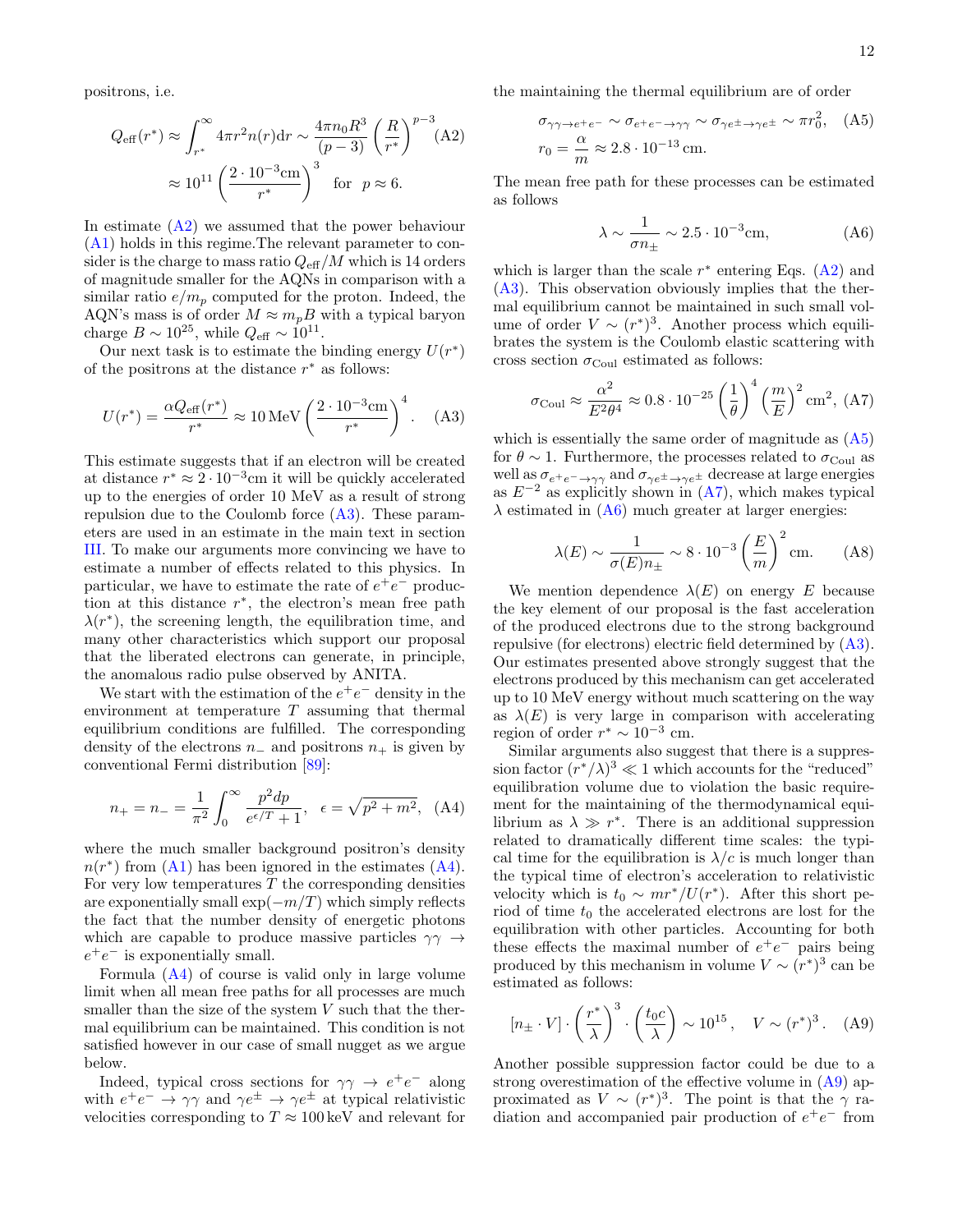positrons, i.e.

$$Q_{\rm eff}(r^*) \approx \int_{r^*}^{\infty} 4\pi r^2 n(r) {\rm d}r \sim \frac{4\pi n_0 R^3}{(p-3)}\left(\frac{R}{r^*}\right)^{p-3} \approx 10^{11}\left(\frac{2\cdot 10^{-3}{\rm cm}}{r^*}\right)^3 \quad {\rm for} \quad p\approx 6. \tag{A2}$$

In estimate (A2) we assumed that the power behaviour (A1) holds in this regime.The relevant parameter to consider is the charge to mass ratio $Q_{\rm eff}/M$ which is 14 orders of magnitude smaller for the AQNs in comparison with a similar ratio $e/m_p$ computed for the proton. Indeed, the AQN's mass is of order $M \approx m_p B$ with a typical baryon charge $B\sim 10^{25}$, while $Q_{\rm eff}\sim 10^{11}$.

Our next task is to estimate the binding energy $U(r^*)$ of the positrons at the distance $r^*$ as follows:

$$U(r^*) = \frac{\alpha Q_{\rm eff}(r^*)}{r^*} \approx 10\,{\rm MeV}\left(\frac{2\cdot 10^{-3}{\rm cm}}{r^*}\right)^4. \tag{A3}$$

This estimate suggests that if an electron will be created at distance $r^*\approx 2\cdot 10^{-3}$cm it will be quickly accelerated up to the energies of order 10 MeV as a result of strong repulsion due to the Coulomb force (A3). These parameters are used in an estimate in the main text in section III. To make our arguments more convincing we have to estimate a number of effects related to this physics. In particular, we have to estimate the rate of $e^+e^-$ production at this distance $r^*$, the electron's mean free path $\lambda(r^*)$, the screening length, the equilibration time, and many other characteristics which support our proposal that the liberated electrons can generate, in principle, the anomalous radio pulse observed by ANITA.

We start with the estimation of the $e^+e^-$ density in the environment at temperature $T$ assuming that thermal equilibrium conditions are fulfilled. The corresponding density of the electrons $n_-$ and positrons $n_+$ is given by conventional Fermi distribution [89]:

$$n_+ = n_- = \frac{1}{\pi^2}\int_0^{\infty}\frac{p^2dp}{e^{\epsilon/T}+1}, \quad \epsilon=\sqrt{p^2+m^2}, \tag{A4}$$

where the much smaller background positron's density $n(r^*)$ from (A1) has been ignored in the estimates (A4). For very low temperatures $T$ the corresponding densities are exponentially small $\exp(-m/T)$ which simply reflects the fact that the number density of energetic photons which are capable to produce massive particles $\gamma\gamma\rightarrow e^+e^-$ is exponentially small.

Formula (A4) of course is valid only in large volume limit when all mean free paths for all processes are much smaller than the size of the system $V$ such that the thermal equilibrium can be maintained. This condition is not satisfied however in our case of small nugget as we argue below.

Indeed, typical cross sections for $\gamma\gamma\rightarrow e^+e^-$ along with $e^+e^-\rightarrow\gamma\gamma$ and $\gamma e^{\pm}\rightarrow\gamma e^{\pm}$ at typical relativistic velocities corresponding to $T\approx 100\,$keV and relevant for the maintaining the thermal equilibrium are of order

$$\sigma_{\gamma\gamma\rightarrow e^+e^-}\sim\sigma_{e^+e^-\rightarrow\gamma\gamma}\sim\sigma_{\gamma e^{\pm}\rightarrow\gamma e^{\pm}}\sim\pi r_0^2, \quad r_0=\frac{\alpha}{m}\approx 2.8\cdot 10^{-13}\,{\rm cm}. \tag{A5}$$

The mean free path for these processes can be estimated as follows

$$\lambda\sim\frac{1}{\sigma n_{\pm}}\sim 2.5\cdot 10^{-3}{\rm cm}, \tag{A6}$$

which is larger than the scale $r^*$ entering Eqs. (A2) and (A3). This observation obviously implies that the thermal equilibrium cannot be maintained in such small volume of order $V\sim(r^*)^3$. Another process which equilibrates the system is the Coulomb elastic scattering with cross section $\sigma_{\rm Coul}$ estimated as follows:

$$\sigma_{\rm Coul}\approx\frac{\alpha^2}{E^2\theta^4}\approx 0.8\cdot 10^{-25}\left(\frac{1}{\theta}\right)^4\left(\frac{m}{E}\right)^2{\rm cm}^2, \tag{A7}$$

which is essentially the same order of magnitude as (A5) for $\theta\sim 1$. Furthermore, the processes related to $\sigma_{\rm Coul}$ as well as $\sigma_{e^+e^-\rightarrow\gamma\gamma}$ and $\sigma_{\gamma e^{\pm}\rightarrow\gamma e^{\pm}}$ decrease at large energies as $E^{-2}$ as explicitly shown in (A7), which makes typical $\lambda$ estimated in (A6) much greater at larger energies:

$$\lambda(E)\sim\frac{1}{\sigma(E)n_{\pm}}\sim 8\cdot 10^{-3}\left(\frac{E}{m}\right)^2{\rm cm}. \tag{A8}$$

We mention dependence $\lambda(E)$ on energy $E$ because the key element of our proposal is the fast acceleration of the produced electrons due to the strong background repulsive (for electrons) electric field determined by (A3). Our estimates presented above strongly suggest that the electrons produced by this mechanism can get accelerated up to 10 MeV energy without much scattering on the way as $\lambda(E)$ is very large in comparison with accelerating region of order $r^*\sim 10^{-3}$ cm.

Similar arguments also suggest that there is a suppression factor $(r^*/\lambda)^3\ll 1$ which accounts for the "reduced" equilibration volume due to violation the basic requirement for the maintaining of the thermodynamical equilibrium as $\lambda\gg r^*$. There is an additional suppression related to dramatically different time scales: the typical time for the equilibration is $\lambda/c$ is much longer than the typical time of electron's acceleration to relativistic velocity which is $t_0\sim mr^*/U(r^*)$. After this short period of time $t_0$ the accelerated electrons are lost for the equilibration with other particles. Accounting for both these effects the maximal number of $e^+e^-$ pairs being produced by this mechanism in volume $V\sim(r^*)^3$ can be estimated as follows:

$$[n_{\pm}\cdot V]\cdot\left(\frac{r^*}{\lambda}\right)^3\cdot\left(\frac{t_0c}{\lambda}\right)\sim 10^{15}, \quad V\sim(r^*)^3. \tag{A9}$$

Another possible suppression factor could be due to a strong overestimation of the effective volume in (A9) approximated as $V\sim(r^*)^3$. The point is that the $\gamma$ radiation and accompanied pair production of $e^+e^-$ from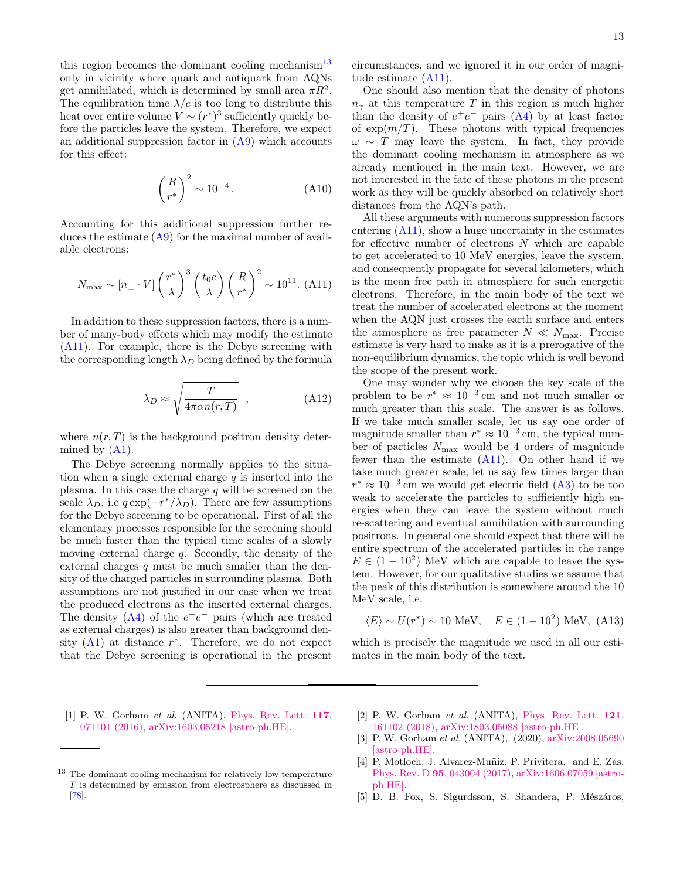this region becomes the dominant cooling mechanism[13] only in vicinity where quark and antiquark from AQNs get annihilated, which is determined by small area $\pi R^2$. The equilibration time $\lambda/c$ is too long to distribute this heat over entire volume $V \sim (r^*)^3$ sufficiently quickly before the particles leave the system. Therefore, we expect an additional suppression factor in (A9) which accounts for this effect:

$$\left(\frac{R}{r^*}\right)^2 \sim 10^{-4}\,. \tag{A10}$$

Accounting for this additional suppression further reduces the estimate (A9) for the maximal number of available electrons:

$$N_{\rm max} \sim [n_{\pm} \cdot V] \left(\frac{r^*}{\lambda}\right)^3 \left(\frac{t_0 c}{\lambda}\right) \left(\frac{R}{r^*}\right)^2 \sim 10^{11}. \tag{A11}$$

In addition to these suppression factors, there is a number of many-body effects which may modify the estimate (A11). For example, there is the Debye screening with the corresponding length $\lambda_D$ being defined by the formula

$$\lambda_D \approx \sqrt{\frac{T}{4\pi\alpha n(r,T)}}\ \ , \tag{A12}$$

where $n(r,T)$ is the background positron density determined by (A1).

The Debye screening normally applies to the situation when a single external charge $q$ is inserted into the plasma. In this case the charge $q$ will be screened on the scale $\lambda_D$, i.e $q\exp(-r^*/\lambda_D)$. There are few assumptions for the Debye screening to be operational. First of all the elementary processes responsible for the screening should be much faster than the typical time scales of a slowly moving external charge $q$. Secondly, the density of the external charges $q$ must be much smaller than the density of the charged particles in surrounding plasma. Both assumptions are not justified in our case when we treat the produced electrons as the inserted external charges. The density (A4) of the $e^+e^-$ pairs (which are treated as external charges) is also greater than background density (A1) at distance $r^*$. Therefore, we do not expect that the Debye screening is operational in the present circumstances, and we ignored it in our order of magnitude estimate (A11).

One should also mention that the density of photons $n_\gamma$ at this temperature $T$ in this region is much higher than the density of $e^+e^-$ pairs (A4) by at least factor of $\exp(m/T)$. These photons with typical frequencies $\omega \sim T$ may leave the system. In fact, they provide the dominant cooling mechanism in atmosphere as we already mentioned in the main text. However, we are not interested in the fate of these photons in the present work as they will be quickly absorbed on relatively short distances from the AQN's path.

All these arguments with numerous suppression factors entering (A11), show a huge uncertainty in the estimates for effective number of electrons $N$ which are capable to get accelerated to 10 MeV energies, leave the system, and consequently propagate for several kilometers, which is the mean free path in atmosphere for such energetic electrons. Therefore, in the main body of the text we treat the number of accelerated electrons at the moment when the AQN just crosses the earth surface and enters the atmosphere as free parameter $N \ll N_{\rm max}$. Precise estimate is very hard to make as it is a prerogative of the non-equilibrium dynamics, the topic which is well beyond the scope of the present work.

One may wonder why we choose the key scale of the problem to be $r^* \approx 10^{-3}$ cm and not much smaller or much greater than this scale. The answer is as follows. If we take much smaller scale, let us say one order of magnitude smaller than $r^* \approx 10^{-3}$ cm, the typical number of particles $N_{\rm max}$ would be 4 orders of magnitude fewer than the estimate (A11). On other hand if we take much greater scale, let us say few times larger than $r^* \approx 10^{-3}$ cm we would get electric field (A3) to be too weak to accelerate the particles to sufficiently high energies when they can leave the system without much re-scattering and eventual annihilation with surrounding positrons. In general one should expect that there will be entire spectrum of the accelerated particles in the range $E \in (1-10^2)$ MeV which are capable to leave the system. However, for our qualitative studies we assume that the peak of this distribution is somewhere around the 10 MeV scale, i.e.

$$\langle E\rangle \sim U(r^*) \sim 10 \text{ MeV}, \quad E \in (1-10^2) \text{ MeV}, \tag{A13}$$

which is precisely the magnitude we used in all our estimates in the main body of the text.

---

[13] The dominant cooling mechanism for relatively low temperature $T$ is determined by emission from electrosphere as discussed in [78].

---

[1] P. W. Gorham *et al.* (ANITA), Phys. Rev. Lett. **117**, 071101 (2016), arXiv:1603.05218 [astro-ph.HE].

[2] P. W. Gorham *et al.* (ANITA), Phys. Rev. Lett. **121**, 161102 (2018), arXiv:1803.05088 [astro-ph.HE].

[3] P. W. Gorham *et al.* (ANITA), (2020), arXiv:2008.05690 [astro-ph.HE].

[4] P. Motloch, J. Alvarez-Muñiz, P. Privitera, and E. Zas, Phys. Rev. D **95**, 043004 (2017), arXiv:1606.07059 [astro-ph.HE].

[5] D. B. Fox, S. Sigurdsson, S. Shandera, P. Mészáros,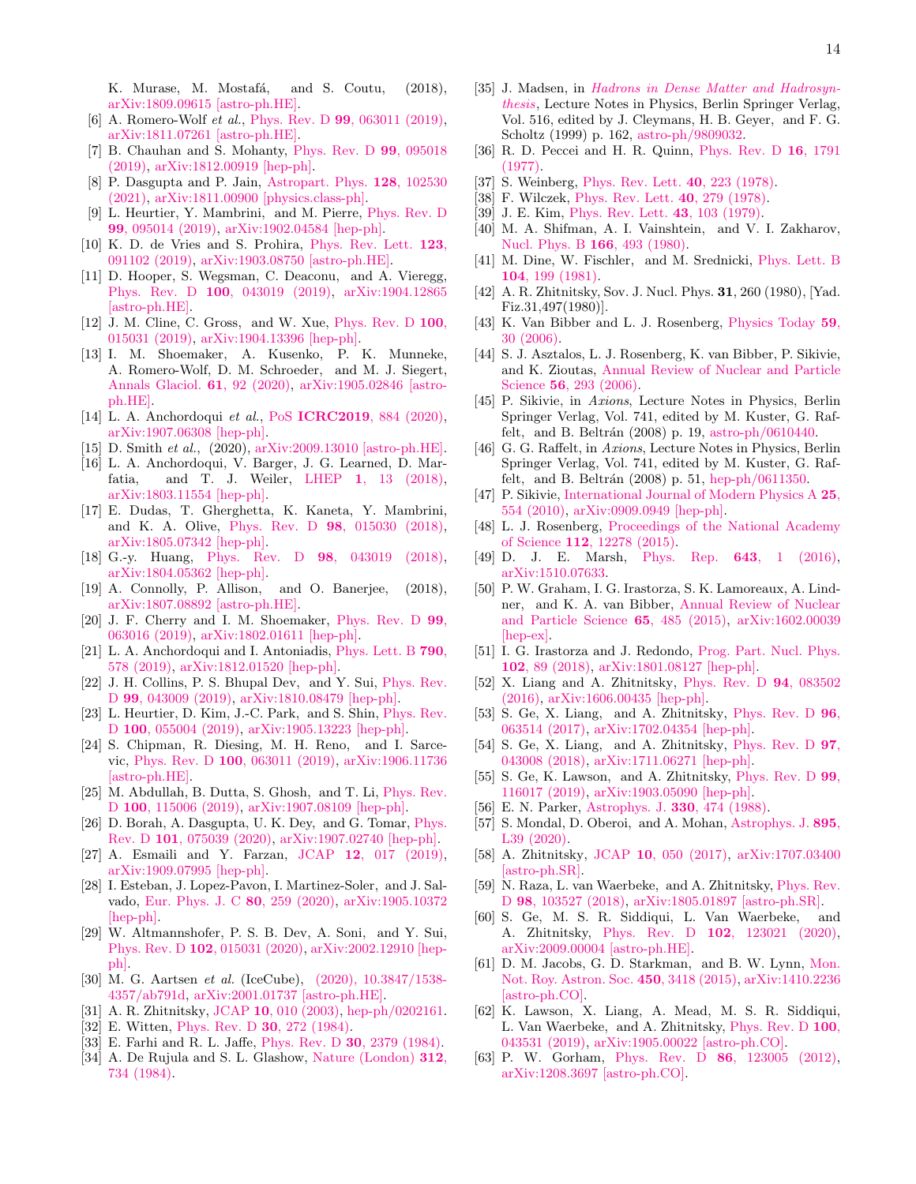K. Murase, M. Mostafá, and S. Coutu, (2018), arXiv:1809.09615 [astro-ph.HE].

[6] A. Romero-Wolf *et al.*, Phys. Rev. D **99**, 063011 (2019), arXiv:1811.07261 [astro-ph.HE].

[7] B. Chauhan and S. Mohanty, Phys. Rev. D **99**, 095018 (2019), arXiv:1812.00919 [hep-ph].

[8] P. Dasgupta and P. Jain, Astropart. Phys. **128**, 102530 (2021), arXiv:1811.00900 [physics.class-ph].

[9] L. Heurtier, Y. Mambrini, and M. Pierre, Phys. Rev. D **99**, 095014 (2019), arXiv:1902.04584 [hep-ph].

[10] K. D. de Vries and S. Prohira, Phys. Rev. Lett. **123**, 091102 (2019), arXiv:1903.08750 [astro-ph.HE].

[11] D. Hooper, S. Wegsman, C. Deaconu, and A. Vieregg, Phys. Rev. D **100**, 043019 (2019), arXiv:1904.12865 [astro-ph.HE].

[12] J. M. Cline, C. Gross, and W. Xue, Phys. Rev. D **100**, 015031 (2019), arXiv:1904.13396 [hep-ph].

[13] I. M. Shoemaker, A. Kusenko, P. K. Munneke, A. Romero-Wolf, D. M. Schroeder, and M. J. Siegert, Annals Glaciol. **61**, 92 (2020), arXiv:1905.02846 [astro-ph.HE].

[14] L. A. Anchordoqui *et al.*, PoS **ICRC2019**, 884 (2020), arXiv:1907.06308 [hep-ph].

[15] D. Smith *et al.*, (2020), arXiv:2009.13010 [astro-ph.HE].

[16] L. A. Anchordoqui, V. Barger, J. G. Learned, D. Marfatia, and T. J. Weiler, LHEP **1**, 13 (2018), arXiv:1803.11554 [hep-ph].

[17] E. Dudas, T. Gherghetta, K. Kaneta, Y. Mambrini, and K. A. Olive, Phys. Rev. D **98**, 015030 (2018), arXiv:1805.07342 [hep-ph].

[18] G.-y. Huang, Phys. Rev. D **98**, 043019 (2018), arXiv:1804.05362 [hep-ph].

[19] A. Connolly, P. Allison, and O. Banerjee, (2018), arXiv:1807.08892 [astro-ph.HE].

[20] J. F. Cherry and I. M. Shoemaker, Phys. Rev. D **99**, 063016 (2019), arXiv:1802.01611 [hep-ph].

[21] L. A. Anchordoqui and I. Antoniadis, Phys. Lett. B **790**, 578 (2019), arXiv:1812.01520 [hep-ph].

[22] J. H. Collins, P. S. Bhupal Dev, and Y. Sui, Phys. Rev. D **99**, 043009 (2019), arXiv:1810.08479 [hep-ph].

[23] L. Heurtier, D. Kim, J.-C. Park, and S. Shin, Phys. Rev. D **100**, 055004 (2019), arXiv:1905.13223 [hep-ph].

[24] S. Chipman, R. Diesing, M. H. Reno, and I. Sarcevic, Phys. Rev. D **100**, 063011 (2019), arXiv:1906.11736 [astro-ph.HE].

[25] M. Abdullah, B. Dutta, S. Ghosh, and T. Li, Phys. Rev. D **100**, 115006 (2019), arXiv:1907.08109 [hep-ph].

[26] D. Borah, A. Dasgupta, U. K. Dey, and G. Tomar, Phys. Rev. D **101**, 075039 (2020), arXiv:1907.02740 [hep-ph].

[27] A. Esmaili and Y. Farzan, JCAP **12**, 017 (2019), arXiv:1909.07995 [hep-ph].

[28] I. Esteban, J. Lopez-Pavon, I. Martinez-Soler, and J. Salvado, Eur. Phys. J. C **80**, 259 (2020), arXiv:1905.10372 [hep-ph].

[29] W. Altmannshofer, P. S. B. Dev, A. Soni, and Y. Sui, Phys. Rev. D **102**, 015031 (2020), arXiv:2002.12910 [hep-ph].

[30] M. G. Aartsen *et al.* (IceCube), (2020), 10.3847/1538-4357/ab791d, arXiv:2001.01737 [astro-ph.HE].

[31] A. R. Zhitnitsky, JCAP **10**, 010 (2003), hep-ph/0202161.

[32] E. Witten, Phys. Rev. D **30**, 272 (1984).

[33] E. Farhi and R. L. Jaffe, Phys. Rev. D **30**, 2379 (1984).

[34] A. De Rujula and S. L. Glashow, Nature (London) **312**, 734 (1984).

[35] J. Madsen, in *Hadrons in Dense Matter and Hadrosynthesis*, Lecture Notes in Physics, Berlin Springer Verlag, Vol. 516, edited by J. Cleymans, H. B. Geyer, and F. G. Scholtz (1999) p. 162, astro-ph/9809032.

[36] R. D. Peccei and H. R. Quinn, Phys. Rev. D **16**, 1791 (1977).

[37] S. Weinberg, Phys. Rev. Lett. **40**, 223 (1978).

[38] F. Wilczek, Phys. Rev. Lett. **40**, 279 (1978).

[39] J. E. Kim, Phys. Rev. Lett. **43**, 103 (1979).

[40] M. A. Shifman, A. I. Vainshtein, and V. I. Zakharov, Nucl. Phys. B **166**, 493 (1980).

[41] M. Dine, W. Fischler, and M. Srednicki, Phys. Lett. B **104**, 199 (1981).

[42] A. R. Zhitnitsky, Sov. J. Nucl. Phys. **31**, 260 (1980), [Yad. Fiz.31,497(1980)].

[43] K. Van Bibber and L. J. Rosenberg, Physics Today **59**, 30 (2006).

[44] S. J. Asztalos, L. J. Rosenberg, K. van Bibber, P. Sikivie, and K. Zioutas, Annual Review of Nuclear and Particle Science **56**, 293 (2006).

[45] P. Sikivie, in *Axions*, Lecture Notes in Physics, Berlin Springer Verlag, Vol. 741, edited by M. Kuster, G. Raffelt, and B. Beltrán (2008) p. 19, astro-ph/0610440.

[46] G. G. Raffelt, in *Axions*, Lecture Notes in Physics, Berlin Springer Verlag, Vol. 741, edited by M. Kuster, G. Raffelt, and B. Beltrán (2008) p. 51, hep-ph/0611350.

[47] P. Sikivie, International Journal of Modern Physics A **25**, 554 (2010), arXiv:0909.0949 [hep-ph].

[48] L. J. Rosenberg, Proceedings of the National Academy of Science **112**, 12278 (2015).

[49] D. J. E. Marsh, Phys. Rep. **643**, 1 (2016), arXiv:1510.07633.

[50] P. W. Graham, I. G. Irastorza, S. K. Lamoreaux, A. Lindner, and K. A. van Bibber, Annual Review of Nuclear and Particle Science **65**, 485 (2015), arXiv:1602.00039 [hep-ex].

[51] I. G. Irastorza and J. Redondo, Prog. Part. Nucl. Phys. **102**, 89 (2018), arXiv:1801.08127 [hep-ph].

[52] X. Liang and A. Zhitnitsky, Phys. Rev. D **94**, 083502 (2016), arXiv:1606.00435 [hep-ph].

[53] S. Ge, X. Liang, and A. Zhitnitsky, Phys. Rev. D **96**, 063514 (2017), arXiv:1702.04354 [hep-ph].

[54] S. Ge, X. Liang, and A. Zhitnitsky, Phys. Rev. D **97**, 043008 (2018), arXiv:1711.06271 [hep-ph].

[55] S. Ge, K. Lawson, and A. Zhitnitsky, Phys. Rev. D **99**, 116017 (2019), arXiv:1903.05090 [hep-ph].

[56] E. N. Parker, Astrophys. J. **330**, 474 (1988).

[57] S. Mondal, D. Oberoi, and A. Mohan, Astrophys. J. **895**, L39 (2020).

[58] A. Zhitnitsky, JCAP **10**, 050 (2017), arXiv:1707.03400 [astro-ph.SR].

[59] N. Raza, L. van Waerbeke, and A. Zhitnitsky, Phys. Rev. D **98**, 103527 (2018), arXiv:1805.01897 [astro-ph.SR].

[60] S. Ge, M. S. R. Siddiqui, L. Van Waerbeke, and A. Zhitnitsky, Phys. Rev. D **102**, 123021 (2020), arXiv:2009.00004 [astro-ph.HE].

[61] D. M. Jacobs, G. D. Starkman, and B. W. Lynn, Mon. Not. Roy. Astron. Soc. **450**, 3418 (2015), arXiv:1410.2236 [astro-ph.CO].

[62] K. Lawson, X. Liang, A. Mead, M. S. R. Siddiqui, L. Van Waerbeke, and A. Zhitnitsky, Phys. Rev. D **100**, 043531 (2019), arXiv:1905.00022 [astro-ph.CO].

[63] P. W. Gorham, Phys. Rev. D **86**, 123005 (2012), arXiv:1208.3697 [astro-ph.CO].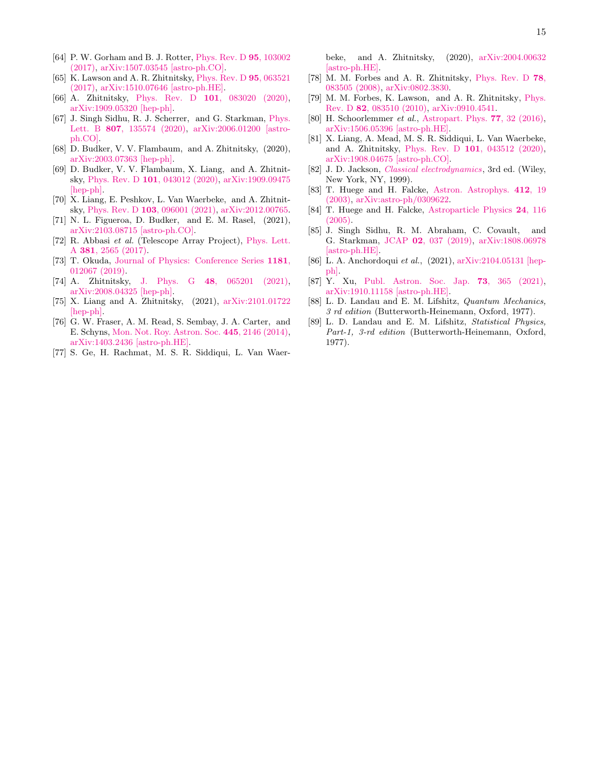[64] P. W. Gorham and B. J. Rotter, Phys. Rev. D **95**, 103002 (2017), arXiv:1507.03545 [astro-ph.CO].

[65] K. Lawson and A. R. Zhitnitsky, Phys. Rev. D **95**, 063521 (2017), arXiv:1510.07646 [astro-ph.HE].

[66] A. Zhitnitsky, Phys. Rev. D **101**, 083020 (2020), arXiv:1909.05320 [hep-ph].

[67] J. Singh Sidhu, R. J. Scherrer, and G. Starkman, Phys. Lett. B **807**, 135574 (2020), arXiv:2006.01200 [astro-ph.CO].

[68] D. Budker, V. V. Flambaum, and A. Zhitnitsky, (2020), arXiv:2003.07363 [hep-ph].

[69] D. Budker, V. V. Flambaum, X. Liang, and A. Zhitnitsky, Phys. Rev. D **101**, 043012 (2020), arXiv:1909.09475 [hep-ph].

[70] X. Liang, E. Peshkov, L. Van Waerbeke, and A. Zhitnitsky, Phys. Rev. D **103**, 096001 (2021), arXiv:2012.00765.

[71] N. L. Figueroa, D. Budker, and E. M. Rasel, (2021), arXiv:2103.08715 [astro-ph.CO].

[72] R. Abbasi *et al.* (Telescope Array Project), Phys. Lett. A **381**, 2565 (2017).

[73] T. Okuda, Journal of Physics: Conference Series **1181**, 012067 (2019).

[74] A. Zhitnitsky, J. Phys. G **48**, 065201 (2021), arXiv:2008.04325 [hep-ph].

[75] X. Liang and A. Zhitnitsky, (2021), arXiv:2101.01722 [hep-ph].

[76] G. W. Fraser, A. M. Read, S. Sembay, J. A. Carter, and E. Schyns, Mon. Not. Roy. Astron. Soc. **445**, 2146 (2014), arXiv:1403.2436 [astro-ph.HE].

[77] S. Ge, H. Rachmat, M. S. R. Siddiqui, L. Van Waerbeke, and A. Zhitnitsky, (2020), arXiv:2004.00632 [astro-ph.HE].

[78] M. M. Forbes and A. R. Zhitnitsky, Phys. Rev. D **78**, 083505 (2008), arXiv:0802.3830.

[79] M. M. Forbes, K. Lawson, and A. R. Zhitnitsky, Phys. Rev. D **82**, 083510 (2010), arXiv:0910.4541.

[80] H. Schoorlemmer *et al.*, Astropart. Phys. **77**, 32 (2016), arXiv:1506.05396 [astro-ph.HE].

[81] X. Liang, A. Mead, M. S. R. Siddiqui, L. Van Waerbeke, and A. Zhitnitsky, Phys. Rev. D **101**, 043512 (2020), arXiv:1908.04675 [astro-ph.CO].

[82] J. D. Jackson, *Classical electrodynamics*, 3rd ed. (Wiley, New York, NY, 1999).

[83] T. Huege and H. Falcke, Astron. Astrophys. **412**, 19 (2003), arXiv:astro-ph/0309622.

[84] T. Huege and H. Falcke, Astroparticle Physics **24**, 116 (2005).

[85] J. Singh Sidhu, R. M. Abraham, C. Covault, and G. Starkman, JCAP **02**, 037 (2019), arXiv:1808.06978 [astro-ph.HE].

[86] L. A. Anchordoqui *et al.*, (2021), arXiv:2104.05131 [hep-ph].

[87] Y. Xu, Publ. Astron. Soc. Jap. **73**, 365 (2021), arXiv:1910.11158 [astro-ph.HE].

[88] L. D. Landau and E. M. Lifshitz, *Quantum Mechanics, 3 rd edition* (Butterworth-Heinemann, Oxford, 1977).

[89] L. D. Landau and E. M. Lifshitz, *Statistical Physics, Part-1, 3-rd edition* (Butterworth-Heinemann, Oxford, 1977).